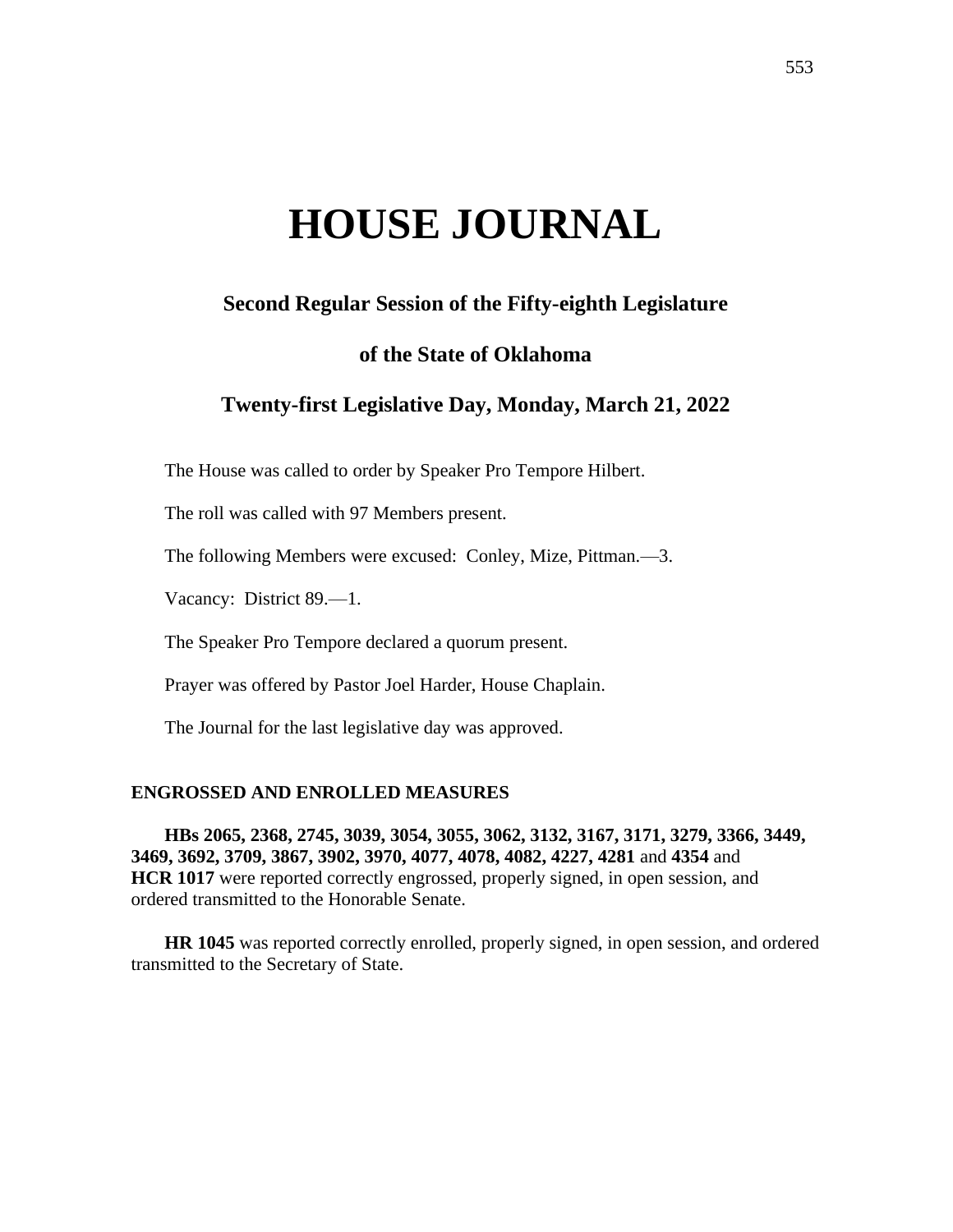# HOUSE JOURNAL

## Second Regular Session of the Fifty-eighth Legislature

## of the State of Oklahoma

## Twenty-first Legislative Day, Monday, March 21, 2022

The House was called to order by Speaker Pro Tempore Hilbert.

The roll was called with 97 Members present.

The following Members were excused: Conley, Mize, Pittman.—3.

Vacancy: District 89.—1.

The Speaker Pro Tempore declared a quorum present.

Prayer was offered by Pastor Joel Harder, House Chaplain.

The Journal for the last legislative day was approved.

### ENGROSSED AND ENROLLED MEASURES

**HBs 2065, 2368, 2745, 3039, 3054, 3055, 3062, 3132, 3167, 3171, 3279, 3366, 3449, 3469, 3692, 3709, 3867, 3902, 3970, 4077, 4078, 4082, 4227, 4281** and **4354** and **HCR 1017** were reported correctly engrossed, properly signed, in open session, and ordered transmitted to the Honorable Senate.

**HR 1045** was reported correctly enrolled, properly signed, in open session, and ordered transmitted to the Secretary of State.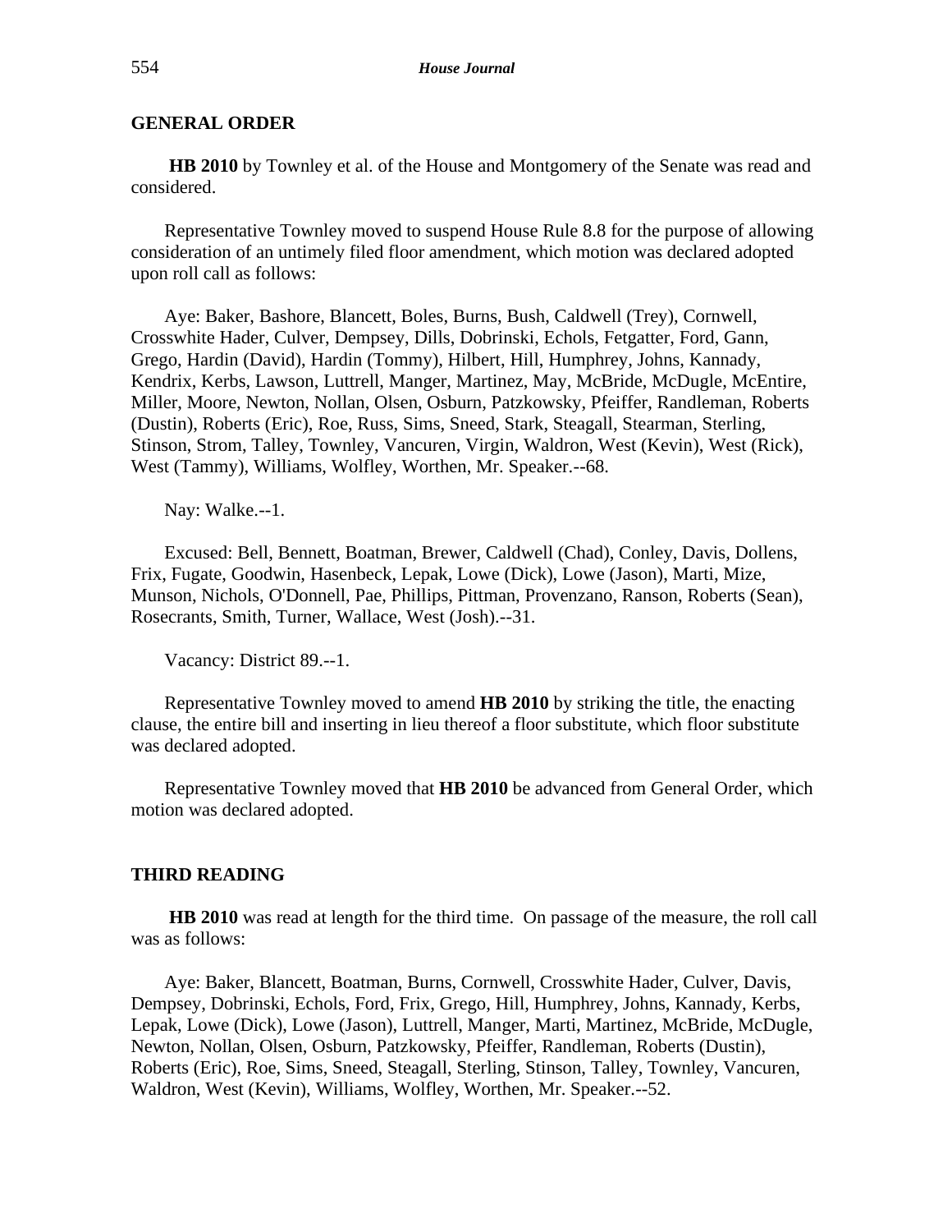## GENERAL ORDER

**HB 2010** by Townley et al. of the House and Montgomery of the Senate was read and considered.

Representative Townley moved to suspend House Rule 8.8 for the purpose of allowing consideration of an untimely filed floor amendment, which motion was declared adopted upon roll call as follows:

Aye: Baker, Bashore, Blancett, Boles, Burns, Bush, Caldwell (Trey), Cornwell, Crosswhite Hader, Culver, Dempsey, Dills, Dobrinski, Echols, Fetgatter, Ford, Gann, Grego, Hardin (David), Hardin (Tommy), Hilbert, Hill, Humphrey, Johns, Kannady, Kendrix, Kerbs, Lawson, Luttrell, Manger, Martinez, May, McBride, McDugle, McEntire, Miller, Moore, Newton, Nollan, Olsen, Osburn, Patzkowsky, Pfeiffer, Randleman, Roberts (Dustin), Roberts (Eric), Roe, Russ, Sims, Sneed, Stark, Steagall, Stearman, Sterling, Stinson, Strom, Talley, Townley, Vancuren, Virgin, Waldron, West (Kevin), West (Rick), West (Tammy), Williams, Wolfley, Worthen, Mr. Speaker.--68.

Nay: Walke.--1.

Excused: Bell, Bennett, Boatman, Brewer, Caldwell (Chad), Conley, Davis, Dollens, Frix, Fugate, Goodwin, Hasenbeck, Lepak, Lowe (Dick), Lowe (Jason), Marti, Mize, Munson, Nichols, O'Donnell, Pae, Phillips, Pittman, Provenzano, Ranson, Roberts (Sean), Rosecrants, Smith, Turner, Wallace, West (Josh).--31.

Vacancy: District 89.--1.

Representative Townley moved to amend **HB 2010** by striking the title, the enacting clause, the entire bill and inserting in lieu thereof a floor substitute, which floor substitute was declared adopted.

Representative Townley moved that **HB 2010** be advanced from General Order, which motion was declared adopted.

## THIRD READING

**HB 2010** was read at length for the third time. On passage of the measure, the roll call was as follows:

Aye: Baker, Blancett, Boatman, Burns, Cornwell, Crosswhite Hader, Culver, Davis, Dempsey, Dobrinski, Echols, Ford, Frix, Grego, Hill, Humphrey, Johns, Kannady, Kerbs, Lepak, Lowe (Dick), Lowe (Jason), Luttrell, Manger, Marti, Martinez, McBride, McDugle, Newton, Nollan, Olsen, Osburn, Patzkowsky, Pfeiffer, Randleman, Roberts (Dustin), Roberts (Eric), Roe, Sims, Sneed, Steagall, Sterling, Stinson, Talley, Townley, Vancuren, Waldron, West (Kevin), Williams, Wolfley, Worthen, Mr. Speaker.--52.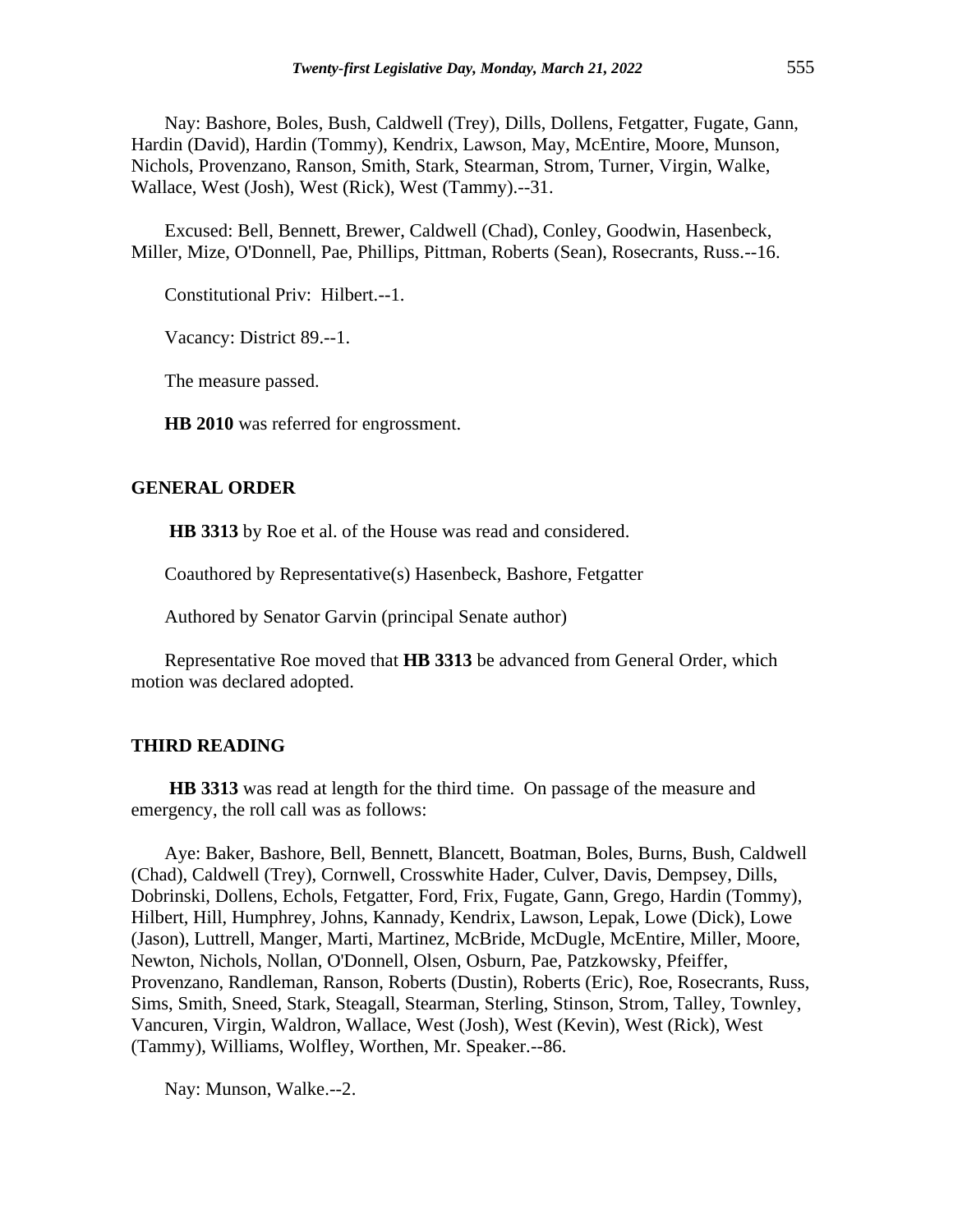Nay: Bashore, Boles, Bush, Caldwell (Trey), Dills, Dollens, Fetgatter, Fugate, Gann, Hardin (David), Hardin (Tommy), Kendrix, Lawson, May, McEntire, Moore, Munson, Nichols, Provenzano, Ranson, Smith, Stark, Stearman, Strom, Turner, Virgin, Walke, Wallace, West (Josh), West (Rick), West (Tammy).--31.

Excused: Bell, Bennett, Brewer, Caldwell (Chad), Conley, Goodwin, Hasenbeck, Miller, Mize, O'Donnell, Pae, Phillips, Pittman, Roberts (Sean), Rosecrants, Russ.--16.

Constitutional Priv: Hilbert.--1.

Vacancy: District 89.--1.

The measure passed.

**HB 2010** was referred for engrossment.

## GENERAL ORDER

**HB 3313** by Roe et al. of the House was read and considered.

Coauthored by Representative(s) Hasenbeck, Bashore, Fetgatter

Authored by Senator Garvin (principal Senate author)

Representative Roe moved that **HB 3313** be advanced from General Order, which motion was declared adopted.

## THIRD READING

**HB 3313** was read at length for the third time. On passage of the measure and emergency, the roll call was as follows:

Aye: Baker, Bashore, Bell, Bennett, Blancett, Boatman, Boles, Burns, Bush, Caldwell (Chad), Caldwell (Trey), Cornwell, Crosswhite Hader, Culver, Davis, Dempsey, Dills, Dobrinski, Dollens, Echols, Fetgatter, Ford, Frix, Fugate, Gann, Grego, Hardin (Tommy), Hilbert, Hill, Humphrey, Johns, Kannady, Kendrix, Lawson, Lepak, Lowe (Dick), Lowe (Jason), Luttrell, Manger, Marti, Martinez, McBride, McDugle, McEntire, Miller, Moore, Newton, Nichols, Nollan, O'Donnell, Olsen, Osburn, Pae, Patzkowsky, Pfeiffer, Provenzano, Randleman, Ranson, Roberts (Dustin), Roberts (Eric), Roe, Rosecrants, Russ, Sims, Smith, Sneed, Stark, Steagall, Stearman, Sterling, Stinson, Strom, Talley, Townley, Vancuren, Virgin, Waldron, Wallace, West (Josh), West (Kevin), West (Rick), West (Tammy), Williams, Wolfley, Worthen, Mr. Speaker.--86.

Nay: Munson, Walke.--2.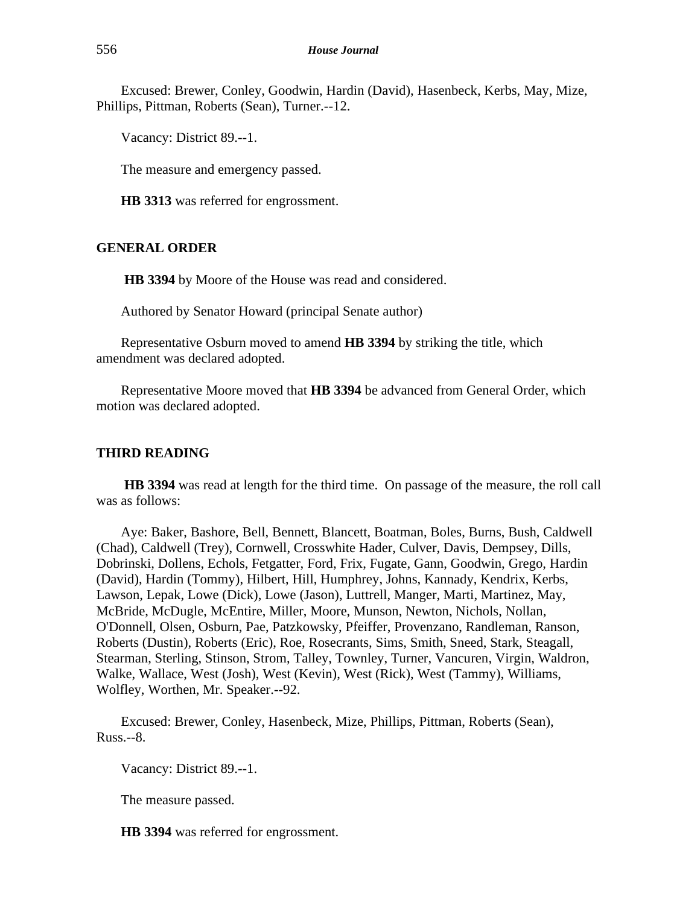Excused: Brewer, Conley, Goodwin, Hardin (David), Hasenbeck, Kerbs, May, Mize, Phillips, Pittman, Roberts (Sean), Turner.--12.

Vacancy: District 89.--1.

The measure and emergency passed.

**HB 3313** was referred for engrossment.

## GENERAL ORDER

**HB 3394** by Moore of the House was read and considered.

Authored by Senator Howard (principal Senate author)

Representative Osburn moved to amend **HB 3394** by striking the title, which amendment was declared adopted.

Representative Moore moved that **HB 3394** be advanced from General Order, which motion was declared adopted.

## THIRD READING

**HB 3394** was read at length for the third time. On passage of the measure, the roll call was as follows:

Aye: Baker, Bashore, Bell, Bennett, Blancett, Boatman, Boles, Burns, Bush, Caldwell (Chad), Caldwell (Trey), Cornwell, Crosswhite Hader, Culver, Davis, Dempsey, Dills, Dobrinski, Dollens, Echols, Fetgatter, Ford, Frix, Fugate, Gann, Goodwin, Grego, Hardin (David), Hardin (Tommy), Hilbert, Hill, Humphrey, Johns, Kannady, Kendrix, Kerbs, Lawson, Lepak, Lowe (Dick), Lowe (Jason), Luttrell, Manger, Marti, Martinez, May, McBride, McDugle, McEntire, Miller, Moore, Munson, Newton, Nichols, Nollan, O'Donnell, Olsen, Osburn, Pae, Patzkowsky, Pfeiffer, Provenzano, Randleman, Ranson, Roberts (Dustin), Roberts (Eric), Roe, Rosecrants, Sims, Smith, Sneed, Stark, Steagall, Stearman, Sterling, Stinson, Strom, Talley, Townley, Turner, Vancuren, Virgin, Waldron, Walke, Wallace, West (Josh), West (Kevin), West (Rick), West (Tammy), Williams, Wolfley, Worthen, Mr. Speaker.--92.

Excused: Brewer, Conley, Hasenbeck, Mize, Phillips, Pittman, Roberts (Sean), Russ.--8.

Vacancy: District 89.--1.

The measure passed.

**HB 3394** was referred for engrossment.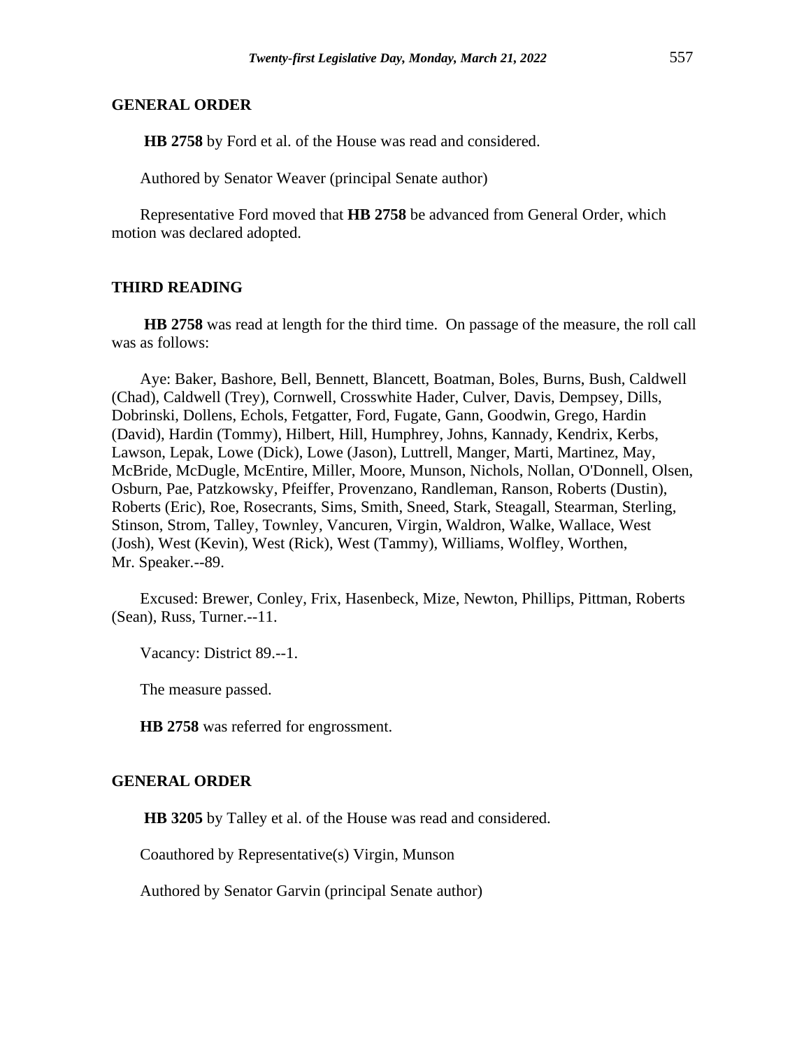## GENERAL ORDER

**HB 2758** by Ford et al. of the House was read and considered.

Authored by Senator Weaver (principal Senate author)

Representative Ford moved that **HB 2758** be advanced from General Order, which motion was declared adopted.

## THIRD READING

**HB 2758** was read at length for the third time. On passage of the measure, the roll call was as follows:

Aye: Baker, Bashore, Bell, Bennett, Blancett, Boatman, Boles, Burns, Bush, Caldwell (Chad), Caldwell (Trey), Cornwell, Crosswhite Hader, Culver, Davis, Dempsey, Dills, Dobrinski, Dollens, Echols, Fetgatter, Ford, Fugate, Gann, Goodwin, Grego, Hardin (David), Hardin (Tommy), Hilbert, Hill, Humphrey, Johns, Kannady, Kendrix, Kerbs, Lawson, Lepak, Lowe (Dick), Lowe (Jason), Luttrell, Manger, Marti, Martinez, May, McBride, McDugle, McEntire, Miller, Moore, Munson, Nichols, Nollan, O'Donnell, Olsen, Osburn, Pae, Patzkowsky, Pfeiffer, Provenzano, Randleman, Ranson, Roberts (Dustin), Roberts (Eric), Roe, Rosecrants, Sims, Smith, Sneed, Stark, Steagall, Stearman, Sterling, Stinson, Strom, Talley, Townley, Vancuren, Virgin, Waldron, Walke, Wallace, West (Josh), West (Kevin), West (Rick), West (Tammy), Williams, Wolfley, Worthen, Mr. Speaker.--89.

Excused: Brewer, Conley, Frix, Hasenbeck, Mize, Newton, Phillips, Pittman, Roberts (Sean), Russ, Turner.--11.

Vacancy: District 89.--1.

The measure passed.

**HB 2758** was referred for engrossment.

## GENERAL ORDER

**HB 3205** by Talley et al. of the House was read and considered.

Coauthored by Representative(s) Virgin, Munson

Authored by Senator Garvin (principal Senate author)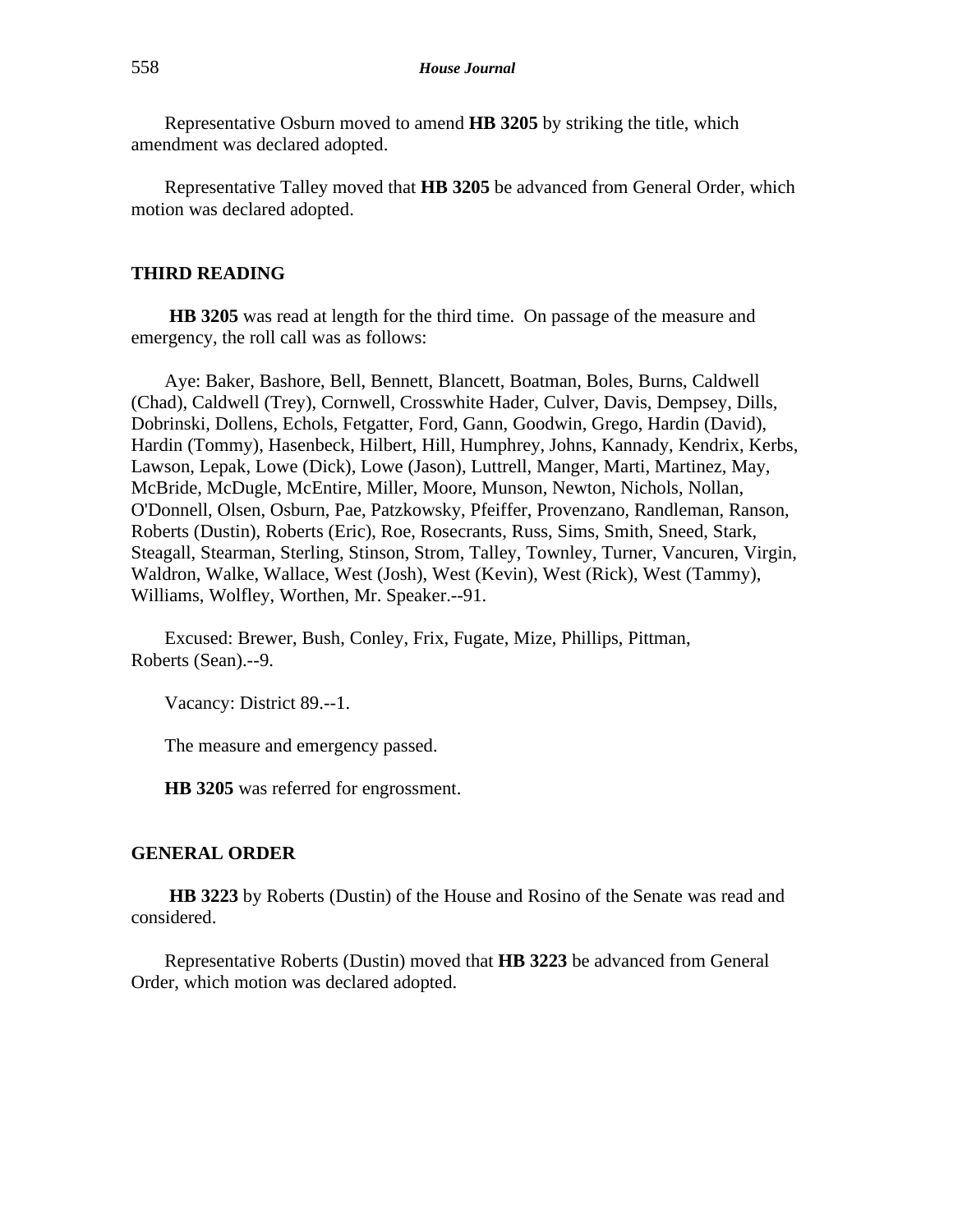Representative Osburn moved to amend **HB 3205** by striking the title, which amendment was declared adopted.

Representative Talley moved that **HB 3205** be advanced from General Order, which motion was declared adopted.

## THIRD READING

**HB 3205** was read at length for the third time. On passage of the measure and emergency, the roll call was as follows:

Aye: Baker, Bashore, Bell, Bennett, Blancett, Boatman, Boles, Burns, Caldwell (Chad), Caldwell (Trey), Cornwell, Crosswhite Hader, Culver, Davis, Dempsey, Dills, Dobrinski, Dollens, Echols, Fetgatter, Ford, Gann, Goodwin, Grego, Hardin (David), Hardin (Tommy), Hasenbeck, Hilbert, Hill, Humphrey, Johns, Kannady, Kendrix, Kerbs, Lawson, Lepak, Lowe (Dick), Lowe (Jason), Luttrell, Manger, Marti, Martinez, May, McBride, McDugle, McEntire, Miller, Moore, Munson, Newton, Nichols, Nollan, O'Donnell, Olsen, Osburn, Pae, Patzkowsky, Pfeiffer, Provenzano, Randleman, Ranson, Roberts (Dustin), Roberts (Eric), Roe, Rosecrants, Russ, Sims, Smith, Sneed, Stark, Steagall, Stearman, Sterling, Stinson, Strom, Talley, Townley, Turner, Vancuren, Virgin, Waldron, Walke, Wallace, West (Josh), West (Kevin), West (Rick), West (Tammy), Williams, Wolfley, Worthen, Mr. Speaker.--91.

Excused: Brewer, Bush, Conley, Frix, Fugate, Mize, Phillips, Pittman, Roberts (Sean).--9.

Vacancy: District 89.--1.

The measure and emergency passed.

**HB 3205** was referred for engrossment.

## GENERAL ORDER

**HB 3223** by Roberts (Dustin) of the House and Rosino of the Senate was read and considered.

Representative Roberts (Dustin) moved that **HB 3223** be advanced from General Order, which motion was declared adopted.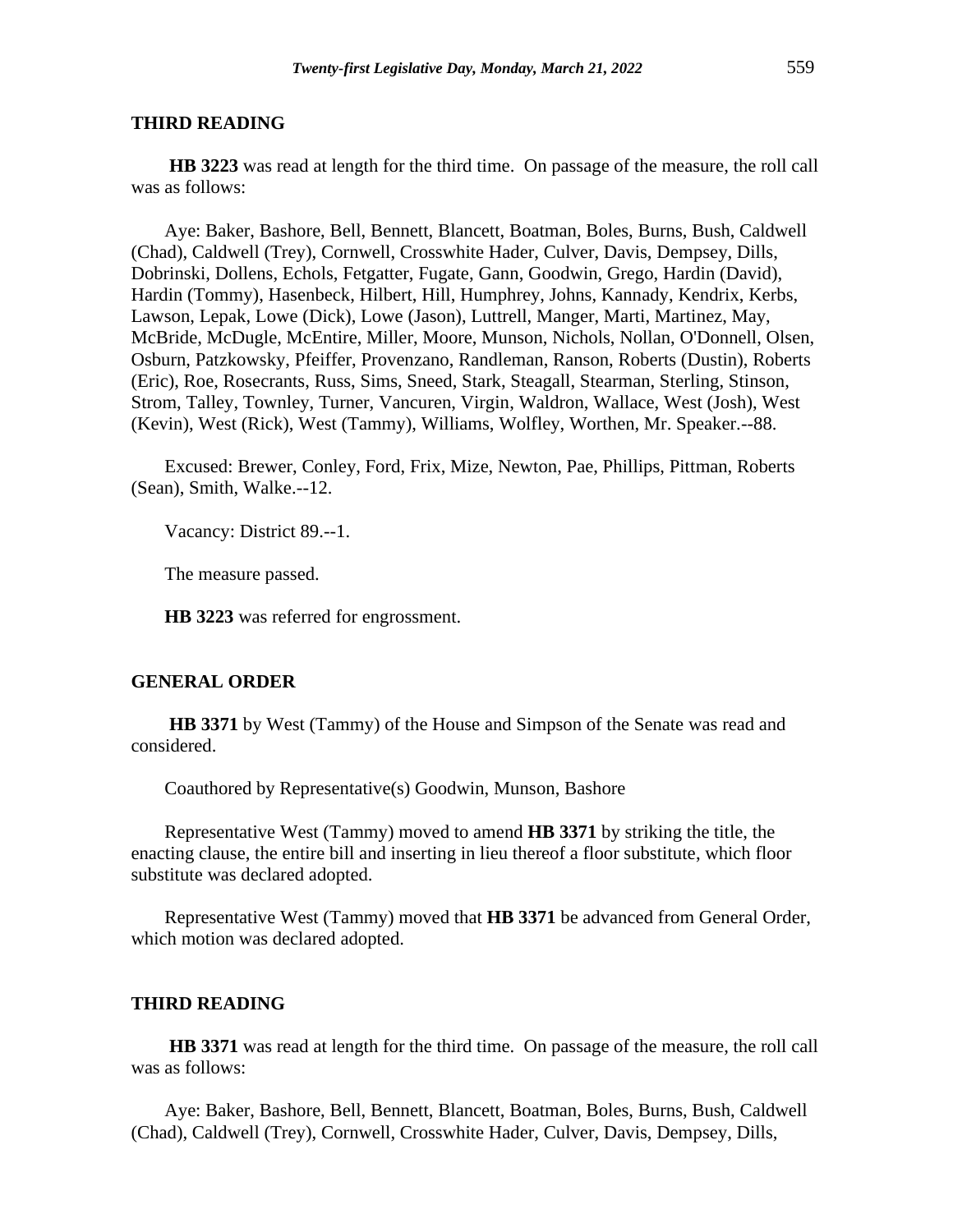## THIRD READING

**HB 3223** was read at length for the third time. On passage of the measure, the roll call was as follows:

Aye: Baker, Bashore, Bell, Bennett, Blancett, Boatman, Boles, Burns, Bush, Caldwell (Chad), Caldwell (Trey), Cornwell, Crosswhite Hader, Culver, Davis, Dempsey, Dills, Dobrinski, Dollens, Echols, Fetgatter, Fugate, Gann, Goodwin, Grego, Hardin (David), Hardin (Tommy), Hasenbeck, Hilbert, Hill, Humphrey, Johns, Kannady, Kendrix, Kerbs, Lawson, Lepak, Lowe (Dick), Lowe (Jason), Luttrell, Manger, Marti, Martinez, May, McBride, McDugle, McEntire, Miller, Moore, Munson, Nichols, Nollan, O'Donnell, Olsen, Osburn, Patzkowsky, Pfeiffer, Provenzano, Randleman, Ranson, Roberts (Dustin), Roberts (Eric), Roe, Rosecrants, Russ, Sims, Sneed, Stark, Steagall, Stearman, Sterling, Stinson, Strom, Talley, Townley, Turner, Vancuren, Virgin, Waldron, Wallace, West (Josh), West (Kevin), West (Rick), West (Tammy), Williams, Wolfley, Worthen, Mr. Speaker.--88.

Excused: Brewer, Conley, Ford, Frix, Mize, Newton, Pae, Phillips, Pittman, Roberts (Sean), Smith, Walke.--12.

Vacancy: District 89.--1.

The measure passed.

**HB 3223** was referred for engrossment.

## GENERAL ORDER

**HB 3371** by West (Tammy) of the House and Simpson of the Senate was read and considered.

Coauthored by Representative(s) Goodwin, Munson, Bashore

Representative West (Tammy) moved to amend **HB 3371** by striking the title, the enacting clause, the entire bill and inserting in lieu thereof a floor substitute, which floor substitute was declared adopted.

Representative West (Tammy) moved that **HB 3371** be advanced from General Order, which motion was declared adopted.

## THIRD READING

**HB 3371** was read at length for the third time. On passage of the measure, the roll call was as follows:

Aye: Baker, Bashore, Bell, Bennett, Blancett, Boatman, Boles, Burns, Bush, Caldwell (Chad), Caldwell (Trey), Cornwell, Crosswhite Hader, Culver, Davis, Dempsey, Dills,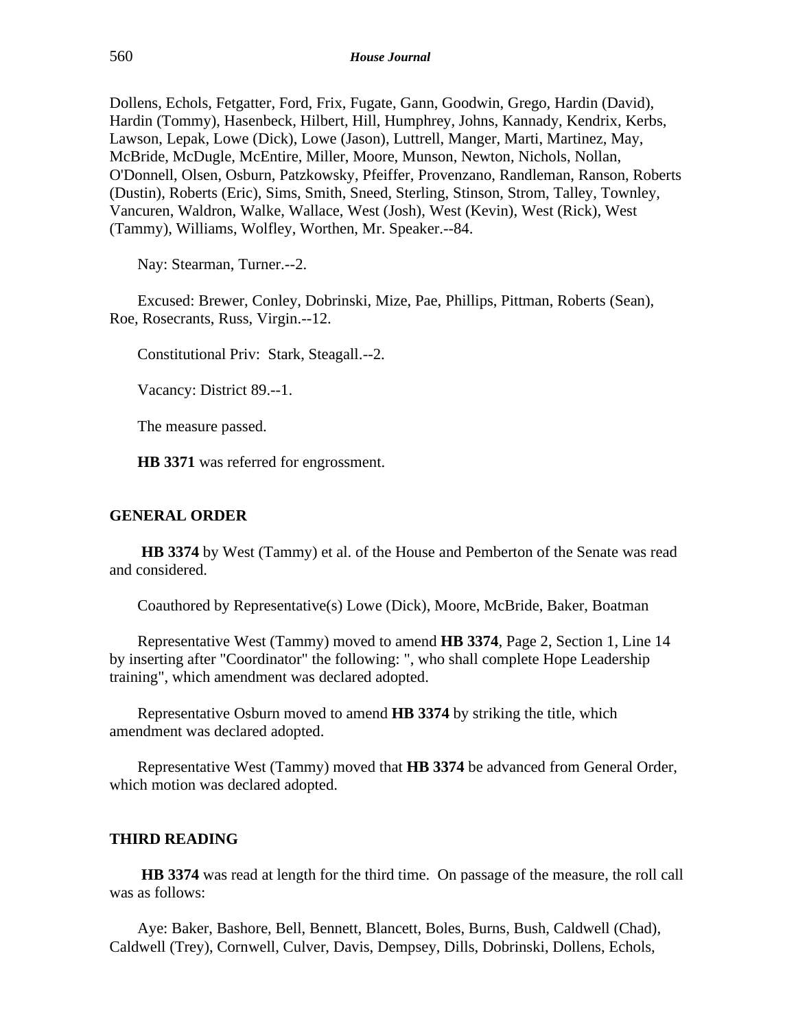Dollens, Echols, Fetgatter, Ford, Frix, Fugate, Gann, Goodwin, Grego, Hardin (David), Hardin (Tommy), Hasenbeck, Hilbert, Hill, Humphrey, Johns, Kannady, Kendrix, Kerbs, Lawson, Lepak, Lowe (Dick), Lowe (Jason), Luttrell, Manger, Marti, Martinez, May, McBride, McDugle, McEntire, Miller, Moore, Munson, Newton, Nichols, Nollan, O'Donnell, Olsen, Osburn, Patzkowsky, Pfeiffer, Provenzano, Randleman, Ranson, Roberts (Dustin), Roberts (Eric), Sims, Smith, Sneed, Sterling, Stinson, Strom, Talley, Townley, Vancuren, Waldron, Walke, Wallace, West (Josh), West (Kevin), West (Rick), West (Tammy), Williams, Wolfley, Worthen, Mr. Speaker.--84.

Nay: Stearman, Turner.--2.

Excused: Brewer, Conley, Dobrinski, Mize, Pae, Phillips, Pittman, Roberts (Sean), Roe, Rosecrants, Russ, Virgin.--12.

Constitutional Priv: Stark, Steagall.--2.

Vacancy: District 89.--1.

The measure passed.

**HB 3371** was referred for engrossment.

## GENERAL ORDER

**HB 3374** by West (Tammy) et al. of the House and Pemberton of the Senate was read and considered.

Coauthored by Representative(s) Lowe (Dick), Moore, McBride, Baker, Boatman

Representative West (Tammy) moved to amend **HB 3374**, Page 2, Section 1, Line 14 by inserting after "Coordinator" the following: ", who shall complete Hope Leadership training", which amendment was declared adopted.

Representative Osburn moved to amend **HB 3374** by striking the title, which amendment was declared adopted.

Representative West (Tammy) moved that **HB 3374** be advanced from General Order, which motion was declared adopted.

## THIRD READING

**HB 3374** was read at length for the third time. On passage of the measure, the roll call was as follows:

Aye: Baker, Bashore, Bell, Bennett, Blancett, Boles, Burns, Bush, Caldwell (Chad), Caldwell (Trey), Cornwell, Culver, Davis, Dempsey, Dills, Dobrinski, Dollens, Echols,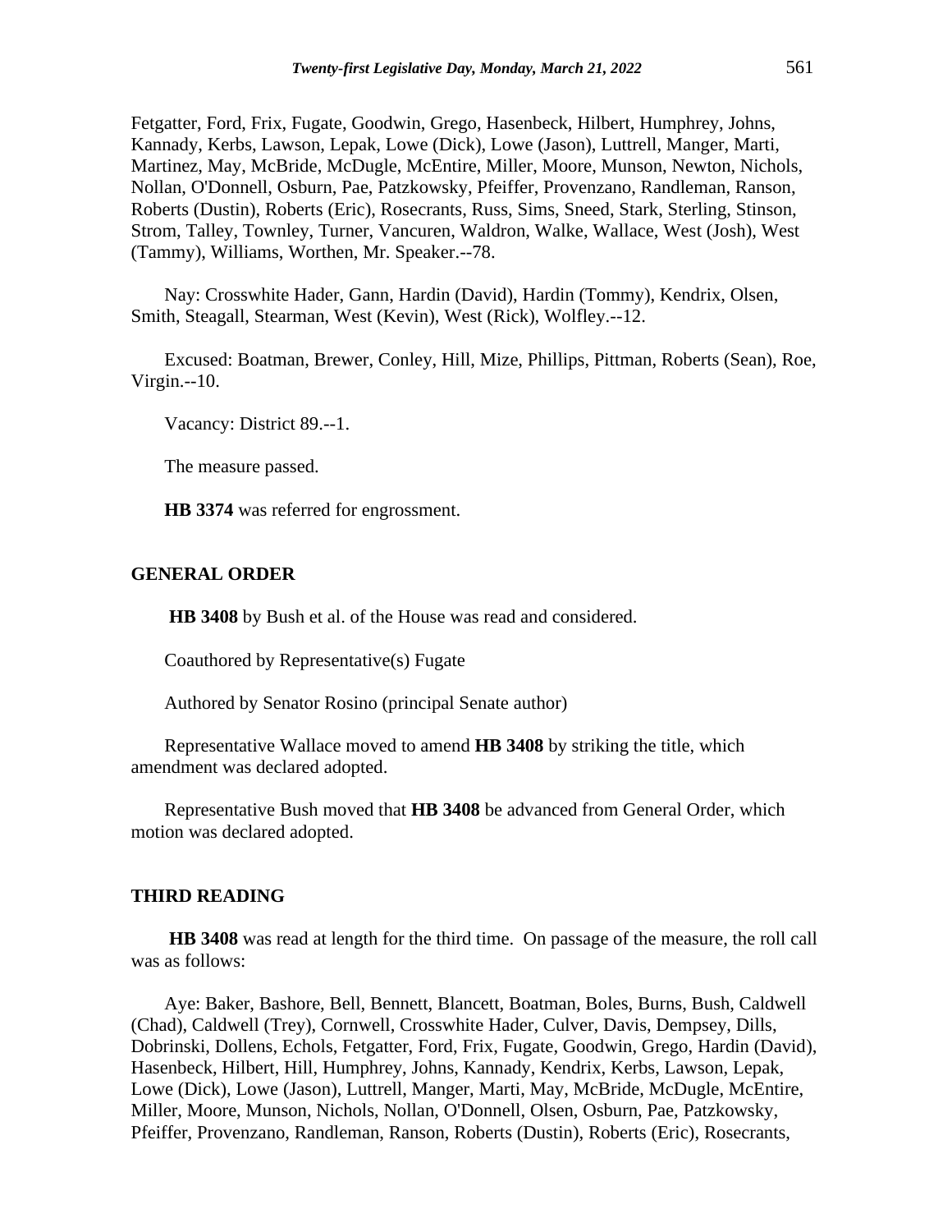Fetgatter, Ford, Frix, Fugate, Goodwin, Grego, Hasenbeck, Hilbert, Humphrey, Johns, Kannady, Kerbs, Lawson, Lepak, Lowe (Dick), Lowe (Jason), Luttrell, Manger, Marti, Martinez, May, McBride, McDugle, McEntire, Miller, Moore, Munson, Newton, Nichols, Nollan, O'Donnell, Osburn, Pae, Patzkowsky, Pfeiffer, Provenzano, Randleman, Ranson, Roberts (Dustin), Roberts (Eric), Rosecrants, Russ, Sims, Sneed, Stark, Sterling, Stinson, Strom, Talley, Townley, Turner, Vancuren, Waldron, Walke, Wallace, West (Josh), West (Tammy), Williams, Worthen, Mr. Speaker.--78.

Nay: Crosswhite Hader, Gann, Hardin (David), Hardin (Tommy), Kendrix, Olsen, Smith, Steagall, Stearman, West (Kevin), West (Rick), Wolfley.--12.

Excused: Boatman, Brewer, Conley, Hill, Mize, Phillips, Pittman, Roberts (Sean), Roe, Virgin.--10.

Vacancy: District 89.--1.

The measure passed.

**HB 3374** was referred for engrossment.

## GENERAL ORDER

**HB 3408** by Bush et al. of the House was read and considered.

Coauthored by Representative(s) Fugate

Authored by Senator Rosino (principal Senate author)

Representative Wallace moved to amend **HB 3408** by striking the title, which amendment was declared adopted.

Representative Bush moved that **HB 3408** be advanced from General Order, which motion was declared adopted.

## THIRD READING

**HB 3408** was read at length for the third time. On passage of the measure, the roll call was as follows:

Aye: Baker, Bashore, Bell, Bennett, Blancett, Boatman, Boles, Burns, Bush, Caldwell (Chad), Caldwell (Trey), Cornwell, Crosswhite Hader, Culver, Davis, Dempsey, Dills, Dobrinski, Dollens, Echols, Fetgatter, Ford, Frix, Fugate, Goodwin, Grego, Hardin (David), Hasenbeck, Hilbert, Hill, Humphrey, Johns, Kannady, Kendrix, Kerbs, Lawson, Lepak, Lowe (Dick), Lowe (Jason), Luttrell, Manger, Marti, May, McBride, McDugle, McEntire, Miller, Moore, Munson, Nichols, Nollan, O'Donnell, Olsen, Osburn, Pae, Patzkowsky, Pfeiffer, Provenzano, Randleman, Ranson, Roberts (Dustin), Roberts (Eric), Rosecrants,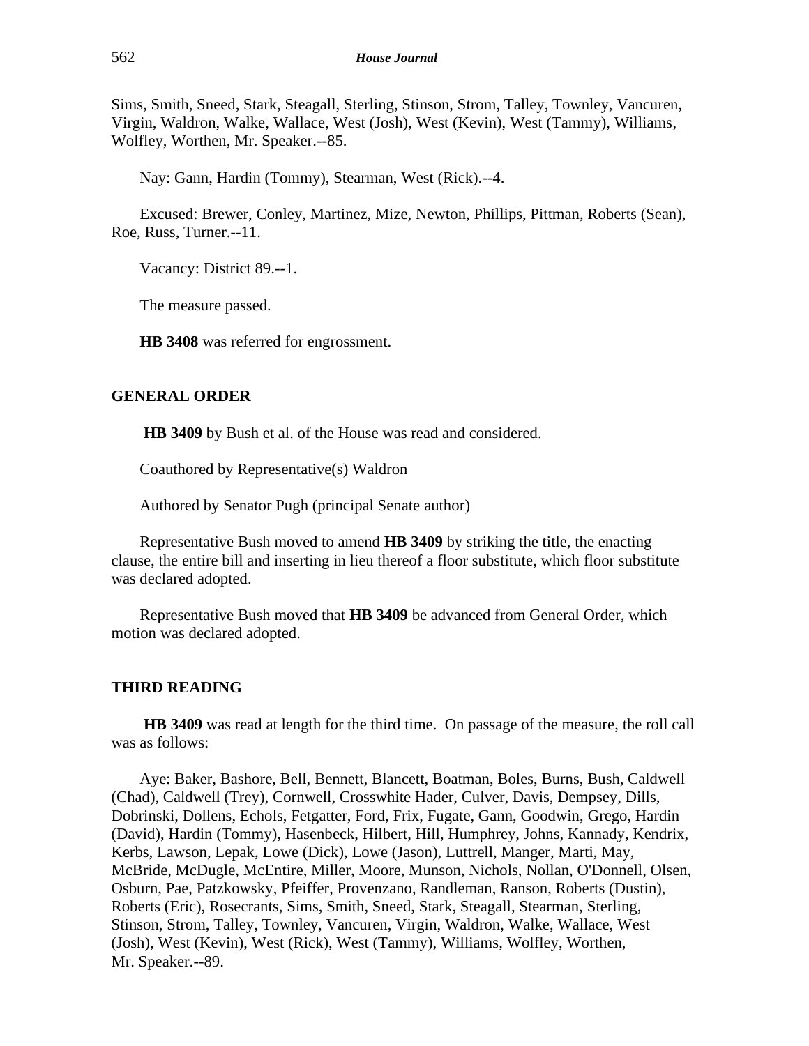Sims, Smith, Sneed, Stark, Steagall, Sterling, Stinson, Strom, Talley, Townley, Vancuren, Virgin, Waldron, Walke, Wallace, West (Josh), West (Kevin), West (Tammy), Williams, Wolfley, Worthen, Mr. Speaker.--85.

Nay: Gann, Hardin (Tommy), Stearman, West (Rick).--4.

Excused: Brewer, Conley, Martinez, Mize, Newton, Phillips, Pittman, Roberts (Sean), Roe, Russ, Turner.--11.

Vacancy: District 89.--1.

The measure passed.

**HB 3408** was referred for engrossment.

## GENERAL ORDER

**HB 3409** by Bush et al. of the House was read and considered.

Coauthored by Representative(s) Waldron

Authored by Senator Pugh (principal Senate author)

Representative Bush moved to amend **HB 3409** by striking the title, the enacting clause, the entire bill and inserting in lieu thereof a floor substitute, which floor substitute was declared adopted.

Representative Bush moved that **HB 3409** be advanced from General Order, which motion was declared adopted.

## THIRD READING

**HB 3409** was read at length for the third time. On passage of the measure, the roll call was as follows:

Aye: Baker, Bashore, Bell, Bennett, Blancett, Boatman, Boles, Burns, Bush, Caldwell (Chad), Caldwell (Trey), Cornwell, Crosswhite Hader, Culver, Davis, Dempsey, Dills, Dobrinski, Dollens, Echols, Fetgatter, Ford, Frix, Fugate, Gann, Goodwin, Grego, Hardin (David), Hardin (Tommy), Hasenbeck, Hilbert, Hill, Humphrey, Johns, Kannady, Kendrix, Kerbs, Lawson, Lepak, Lowe (Dick), Lowe (Jason), Luttrell, Manger, Marti, May, McBride, McDugle, McEntire, Miller, Moore, Munson, Nichols, Nollan, O'Donnell, Olsen, Osburn, Pae, Patzkowsky, Pfeiffer, Provenzano, Randleman, Ranson, Roberts (Dustin), Roberts (Eric), Rosecrants, Sims, Smith, Sneed, Stark, Steagall, Stearman, Sterling, Stinson, Strom, Talley, Townley, Vancuren, Virgin, Waldron, Walke, Wallace, West (Josh), West (Kevin), West (Rick), West (Tammy), Williams, Wolfley, Worthen, Mr. Speaker.--89.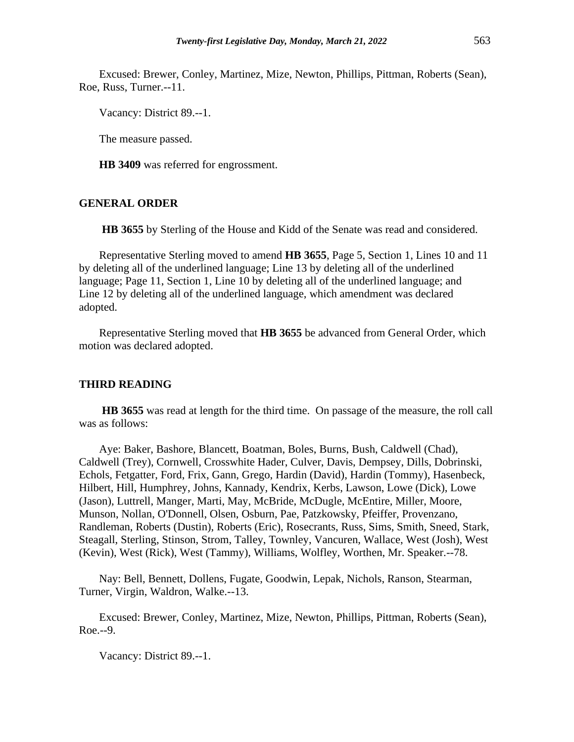Excused: Brewer, Conley, Martinez, Mize, Newton, Phillips, Pittman, Roberts (Sean), Roe, Russ, Turner.--11.

Vacancy: District 89.--1.

The measure passed.

**HB 3409** was referred for engrossment.

## GENERAL ORDER

**HB 3655** by Sterling of the House and Kidd of the Senate was read and considered.

Representative Sterling moved to amend **HB 3655**, Page 5, Section 1, Lines 10 and 11 by deleting all of the underlined language; Line 13 by deleting all of the underlined language; Page 11, Section 1, Line 10 by deleting all of the underlined language; and Line 12 by deleting all of the underlined language, which amendment was declared adopted.

Representative Sterling moved that **HB 3655** be advanced from General Order, which motion was declared adopted.

## THIRD READING

**HB 3655** was read at length for the third time. On passage of the measure, the roll call was as follows:

Aye: Baker, Bashore, Blancett, Boatman, Boles, Burns, Bush, Caldwell (Chad), Caldwell (Trey), Cornwell, Crosswhite Hader, Culver, Davis, Dempsey, Dills, Dobrinski, Echols, Fetgatter, Ford, Frix, Gann, Grego, Hardin (David), Hardin (Tommy), Hasenbeck, Hilbert, Hill, Humphrey, Johns, Kannady, Kendrix, Kerbs, Lawson, Lowe (Dick), Lowe (Jason), Luttrell, Manger, Marti, May, McBride, McDugle, McEntire, Miller, Moore, Munson, Nollan, O'Donnell, Olsen, Osburn, Pae, Patzkowsky, Pfeiffer, Provenzano, Randleman, Roberts (Dustin), Roberts (Eric), Rosecrants, Russ, Sims, Smith, Sneed, Stark, Steagall, Sterling, Stinson, Strom, Talley, Townley, Vancuren, Wallace, West (Josh), West (Kevin), West (Rick), West (Tammy), Williams, Wolfley, Worthen, Mr. Speaker.--78.

Nay: Bell, Bennett, Dollens, Fugate, Goodwin, Lepak, Nichols, Ranson, Stearman, Turner, Virgin, Waldron, Walke.--13.

Excused: Brewer, Conley, Martinez, Mize, Newton, Phillips, Pittman, Roberts (Sean), Roe.--9.

Vacancy: District 89.--1.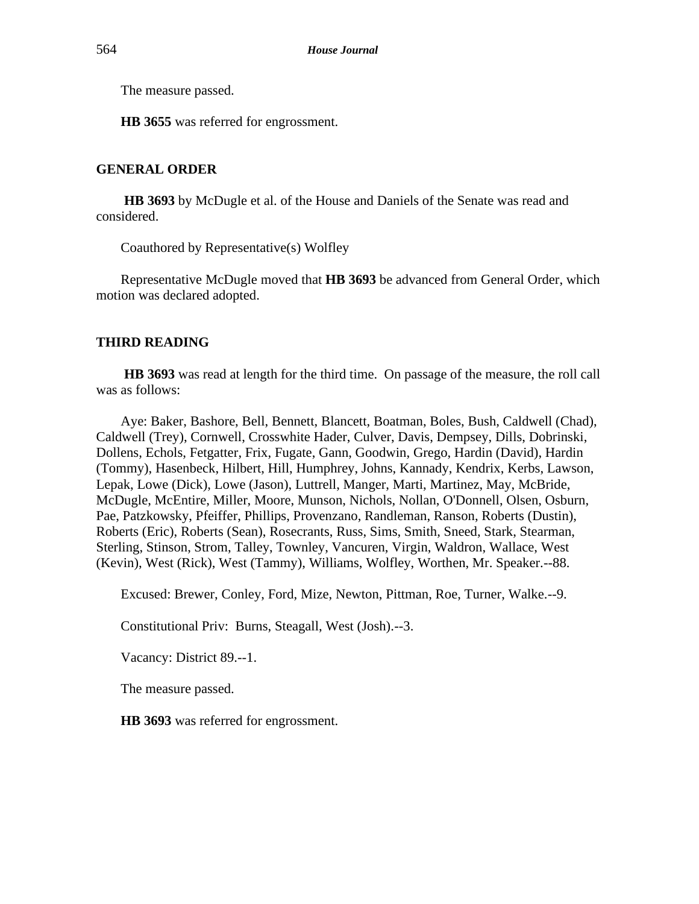The measure passed.

**HB 3655** was referred for engrossment.

## GENERAL ORDER

**HB 3693** by McDugle et al. of the House and Daniels of the Senate was read and considered.

Coauthored by Representative(s) Wolfley

Representative McDugle moved that **HB 3693** be advanced from General Order, which motion was declared adopted.

## THIRD READING

**HB 3693** was read at length for the third time. On passage of the measure, the roll call was as follows:

Aye: Baker, Bashore, Bell, Bennett, Blancett, Boatman, Boles, Bush, Caldwell (Chad), Caldwell (Trey), Cornwell, Crosswhite Hader, Culver, Davis, Dempsey, Dills, Dobrinski, Dollens, Echols, Fetgatter, Frix, Fugate, Gann, Goodwin, Grego, Hardin (David), Hardin (Tommy), Hasenbeck, Hilbert, Hill, Humphrey, Johns, Kannady, Kendrix, Kerbs, Lawson, Lepak, Lowe (Dick), Lowe (Jason), Luttrell, Manger, Marti, Martinez, May, McBride, McDugle, McEntire, Miller, Moore, Munson, Nichols, Nollan, O'Donnell, Olsen, Osburn, Pae, Patzkowsky, Pfeiffer, Phillips, Provenzano, Randleman, Ranson, Roberts (Dustin), Roberts (Eric), Roberts (Sean), Rosecrants, Russ, Sims, Smith, Sneed, Stark, Stearman, Sterling, Stinson, Strom, Talley, Townley, Vancuren, Virgin, Waldron, Wallace, West (Kevin), West (Rick), West (Tammy), Williams, Wolfley, Worthen, Mr. Speaker.--88.

Excused: Brewer, Conley, Ford, Mize, Newton, Pittman, Roe, Turner, Walke.--9.

Constitutional Priv: Burns, Steagall, West (Josh).--3.

Vacancy: District 89.--1.

The measure passed.

**HB 3693** was referred for engrossment.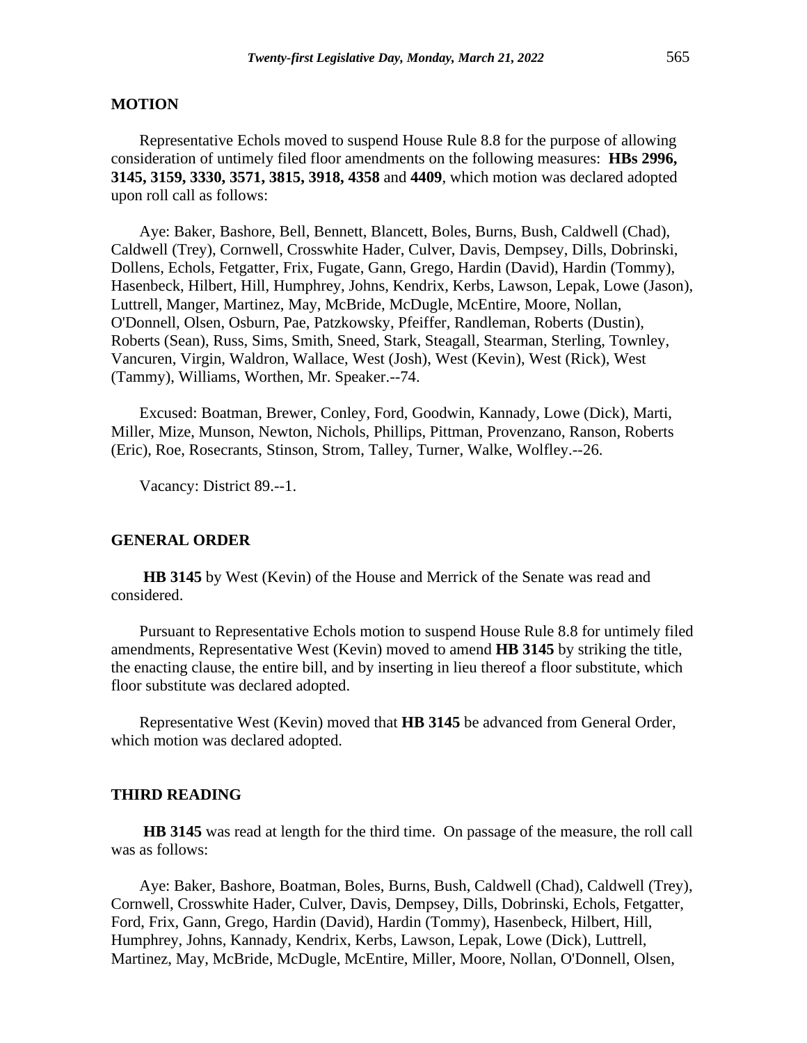## MOTION

Representative Echols moved to suspend House Rule 8.8 for the purpose of allowing consideration of untimely filed floor amendments on the following measures: **HBs 2996, 3145, 3159, 3330, 3571, 3815, 3918, 4358** and **4409**, which motion was declared adopted upon roll call as follows:

Aye: Baker, Bashore, Bell, Bennett, Blancett, Boles, Burns, Bush, Caldwell (Chad), Caldwell (Trey), Cornwell, Crosswhite Hader, Culver, Davis, Dempsey, Dills, Dobrinski, Dollens, Echols, Fetgatter, Frix, Fugate, Gann, Grego, Hardin (David), Hardin (Tommy), Hasenbeck, Hilbert, Hill, Humphrey, Johns, Kendrix, Kerbs, Lawson, Lepak, Lowe (Jason), Luttrell, Manger, Martinez, May, McBride, McDugle, McEntire, Moore, Nollan, O'Donnell, Olsen, Osburn, Pae, Patzkowsky, Pfeiffer, Randleman, Roberts (Dustin), Roberts (Sean), Russ, Sims, Smith, Sneed, Stark, Steagall, Stearman, Sterling, Townley, Vancuren, Virgin, Waldron, Wallace, West (Josh), West (Kevin), West (Rick), West (Tammy), Williams, Worthen, Mr. Speaker.--74.

Excused: Boatman, Brewer, Conley, Ford, Goodwin, Kannady, Lowe (Dick), Marti, Miller, Mize, Munson, Newton, Nichols, Phillips, Pittman, Provenzano, Ranson, Roberts (Eric), Roe, Rosecrants, Stinson, Strom, Talley, Turner, Walke, Wolfley.--26.

Vacancy: District 89.--1.

## GENERAL ORDER

**HB 3145** by West (Kevin) of the House and Merrick of the Senate was read and considered.

Pursuant to Representative Echols motion to suspend House Rule 8.8 for untimely filed amendments, Representative West (Kevin) moved to amend **HB 3145** by striking the title, the enacting clause, the entire bill, and by inserting in lieu thereof a floor substitute, which floor substitute was declared adopted.

Representative West (Kevin) moved that **HB 3145** be advanced from General Order, which motion was declared adopted.

## THIRD READING

**HB 3145** was read at length for the third time. On passage of the measure, the roll call was as follows:

Aye: Baker, Bashore, Boatman, Boles, Burns, Bush, Caldwell (Chad), Caldwell (Trey), Cornwell, Crosswhite Hader, Culver, Davis, Dempsey, Dills, Dobrinski, Echols, Fetgatter, Ford, Frix, Gann, Grego, Hardin (David), Hardin (Tommy), Hasenbeck, Hilbert, Hill, Humphrey, Johns, Kannady, Kendrix, Kerbs, Lawson, Lepak, Lowe (Dick), Luttrell, Martinez, May, McBride, McDugle, McEntire, Miller, Moore, Nollan, O'Donnell, Olsen,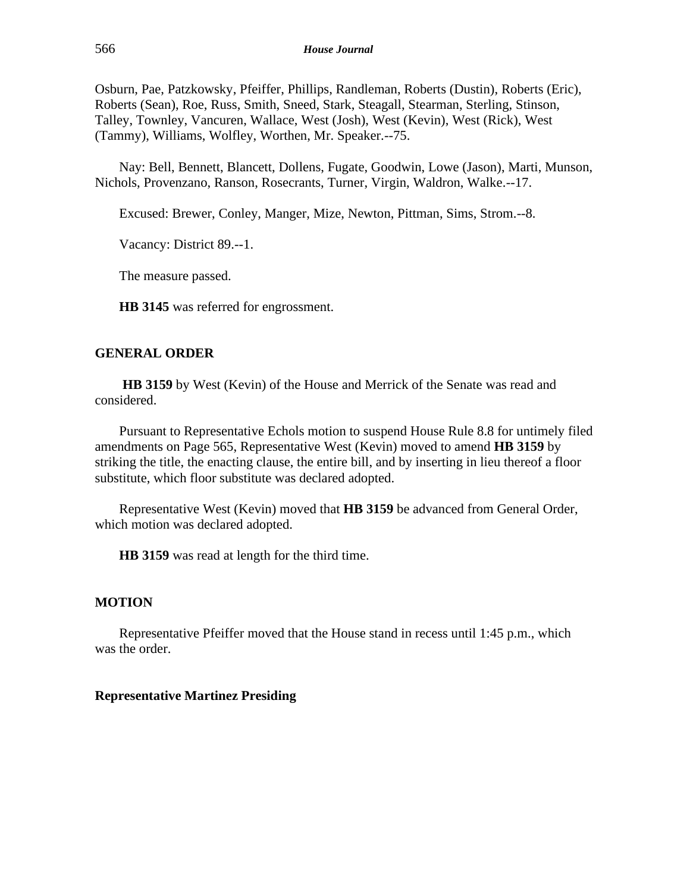Osburn, Pae, Patzkowsky, Pfeiffer, Phillips, Randleman, Roberts (Dustin), Roberts (Eric), Roberts (Sean), Roe, Russ, Smith, Sneed, Stark, Steagall, Stearman, Sterling, Stinson, Talley, Townley, Vancuren, Wallace, West (Josh), West (Kevin), West (Rick), West (Tammy), Williams, Wolfley, Worthen, Mr. Speaker.--75.

Nay: Bell, Bennett, Blancett, Dollens, Fugate, Goodwin, Lowe (Jason), Marti, Munson, Nichols, Provenzano, Ranson, Rosecrants, Turner, Virgin, Waldron, Walke.--17.

Excused: Brewer, Conley, Manger, Mize, Newton, Pittman, Sims, Strom.--8.

Vacancy: District 89.--1.

The measure passed.

**HB 3145** was referred for engrossment.

## GENERAL ORDER

**HB 3159** by West (Kevin) of the House and Merrick of the Senate was read and considered.

Pursuant to Representative Echols motion to suspend House Rule 8.8 for untimely filed amendments on Page 565, Representative West (Kevin) moved to amend **HB 3159** by striking the title, the enacting clause, the entire bill, and by inserting in lieu thereof a floor substitute, which floor substitute was declared adopted.

Representative West (Kevin) moved that **HB 3159** be advanced from General Order, which motion was declared adopted.

**HB 3159** was read at length for the third time.

## MOTION

Representative Pfeiffer moved that the House stand in recess until 1:45 p.m., which was the order.

**Representative Martinez Presiding**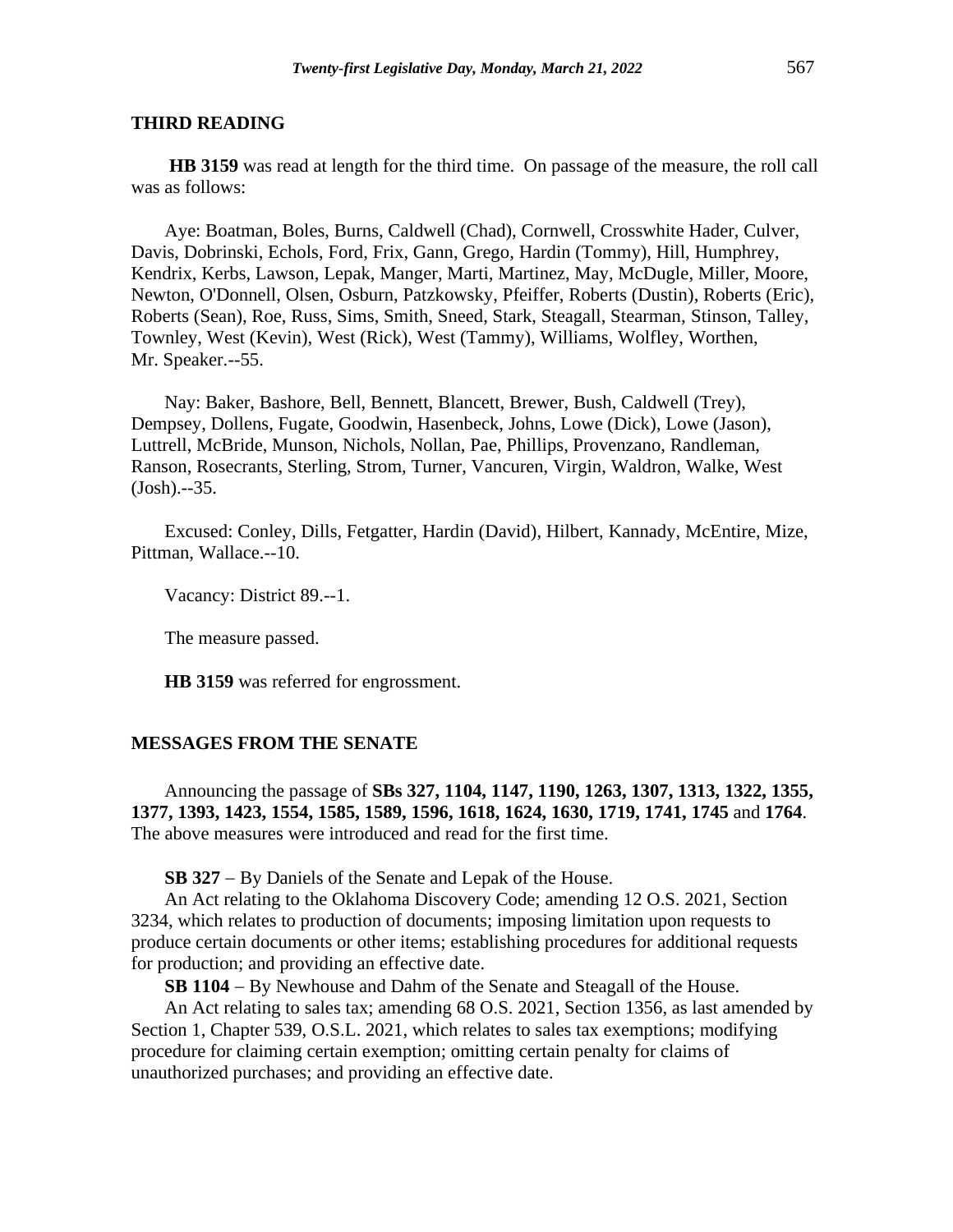## THIRD READING

**HB 3159** was read at length for the third time. On passage of the measure, the roll call was as follows:

Aye: Boatman, Boles, Burns, Caldwell (Chad), Cornwell, Crosswhite Hader, Culver, Davis, Dobrinski, Echols, Ford, Frix, Gann, Grego, Hardin (Tommy), Hill, Humphrey, Kendrix, Kerbs, Lawson, Lepak, Manger, Marti, Martinez, May, McDugle, Miller, Moore, Newton, O'Donnell, Olsen, Osburn, Patzkowsky, Pfeiffer, Roberts (Dustin), Roberts (Eric), Roberts (Sean), Roe, Russ, Sims, Smith, Sneed, Stark, Steagall, Stearman, Stinson, Talley, Townley, West (Kevin), West (Rick), West (Tammy), Williams, Wolfley, Worthen, Mr. Speaker.--55.

Nay: Baker, Bashore, Bell, Bennett, Blancett, Brewer, Bush, Caldwell (Trey), Dempsey, Dollens, Fugate, Goodwin, Hasenbeck, Johns, Lowe (Dick), Lowe (Jason), Luttrell, McBride, Munson, Nichols, Nollan, Pae, Phillips, Provenzano, Randleman, Ranson, Rosecrants, Sterling, Strom, Turner, Vancuren, Virgin, Waldron, Walke, West (Josh).--35.

Excused: Conley, Dills, Fetgatter, Hardin (David), Hilbert, Kannady, McEntire, Mize, Pittman, Wallace.--10.

Vacancy: District 89.--1.

The measure passed.

**HB 3159** was referred for engrossment.

## MESSAGES FROM THE SENATE

Announcing the passage of **SBs 327, 1104, 1147, 1190, 1263, 1307, 1313, 1322, 1355, 1377, 1393, 1423, 1554, 1585, 1589, 1596, 1618, 1624, 1630, 1719, 1741, 1745** and **1764**. The above measures were introduced and read for the first time.

**SB 327** − By Daniels of the Senate and Lepak of the House.

An Act relating to the Oklahoma Discovery Code; amending 12 O.S. 2021, Section 3234, which relates to production of documents; imposing limitation upon requests to produce certain documents or other items; establishing procedures for additional requests for production; and providing an effective date.

**SB 1104** − By Newhouse and Dahm of the Senate and Steagall of the House.

An Act relating to sales tax; amending 68 O.S. 2021, Section 1356, as last amended by Section 1, Chapter 539, O.S.L. 2021, which relates to sales tax exemptions; modifying procedure for claiming certain exemption; omitting certain penalty for claims of unauthorized purchases; and providing an effective date.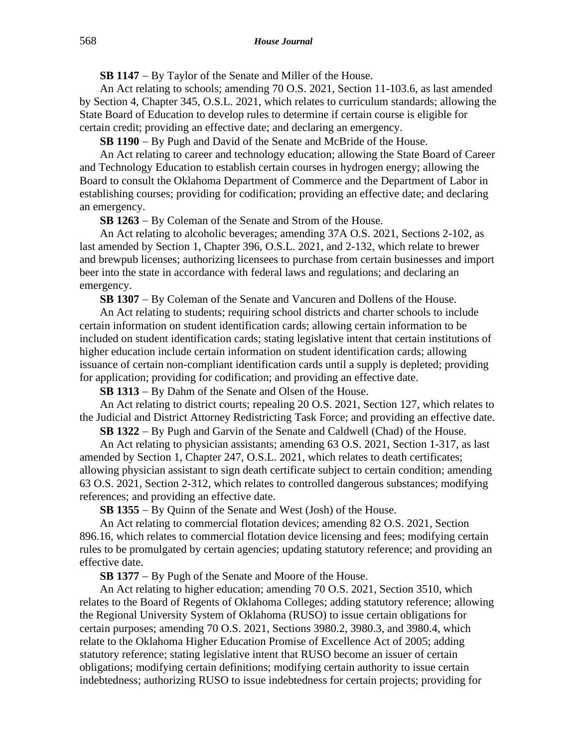**SB 1147** − By Taylor of the Senate and Miller of the House.

An Act relating to schools; amending 70 O.S. 2021, Section 11-103.6, as last amended by Section 4, Chapter 345, O.S.L. 2021, which relates to curriculum standards; allowing the State Board of Education to develop rules to determine if certain course is eligible for certain credit; providing an effective date; and declaring an emergency.

**SB 1190** − By Pugh and David of the Senate and McBride of the House.

An Act relating to career and technology education; allowing the State Board of Career and Technology Education to establish certain courses in hydrogen energy; allowing the Board to consult the Oklahoma Department of Commerce and the Department of Labor in establishing courses; providing for codification; providing an effective date; and declaring an emergency.

**SB 1263** − By Coleman of the Senate and Strom of the House.

An Act relating to alcoholic beverages; amending 37A O.S. 2021, Sections 2-102, as last amended by Section 1, Chapter 396, O.S.L. 2021, and 2-132, which relate to brewer and brewpub licenses; authorizing licensees to purchase from certain businesses and import beer into the state in accordance with federal laws and regulations; and declaring an emergency.

**SB 1307** − By Coleman of the Senate and Vancuren and Dollens of the House.

An Act relating to students; requiring school districts and charter schools to include certain information on student identification cards; allowing certain information to be included on student identification cards; stating legislative intent that certain institutions of higher education include certain information on student identification cards; allowing issuance of certain non-compliant identification cards until a supply is depleted; providing for application; providing for codification; and providing an effective date.

**SB 1313** − By Dahm of the Senate and Olsen of the House.

An Act relating to district courts; repealing 20 O.S. 2021, Section 127, which relates to the Judicial and District Attorney Redistricting Task Force; and providing an effective date.

**SB 1322** − By Pugh and Garvin of the Senate and Caldwell (Chad) of the House.

An Act relating to physician assistants; amending 63 O.S. 2021, Section 1-317, as last amended by Section 1, Chapter 247, O.S.L. 2021, which relates to death certificates; allowing physician assistant to sign death certificate subject to certain condition; amending 63 O.S. 2021, Section 2-312, which relates to controlled dangerous substances; modifying references; and providing an effective date.

**SB 1355** − By Quinn of the Senate and West (Josh) of the House.

An Act relating to commercial flotation devices; amending 82 O.S. 2021, Section 896.16, which relates to commercial flotation device licensing and fees; modifying certain rules to be promulgated by certain agencies; updating statutory reference; and providing an effective date.

**SB 1377** − By Pugh of the Senate and Moore of the House.

An Act relating to higher education; amending 70 O.S. 2021, Section 3510, which relates to the Board of Regents of Oklahoma Colleges; adding statutory reference; allowing the Regional University System of Oklahoma (RUSO) to issue certain obligations for certain purposes; amending 70 O.S. 2021, Sections 3980.2, 3980.3, and 3980.4, which relate to the Oklahoma Higher Education Promise of Excellence Act of 2005; adding statutory reference; stating legislative intent that RUSO become an issuer of certain obligations; modifying certain definitions; modifying certain authority to issue certain indebtedness; authorizing RUSO to issue indebtedness for certain projects; providing for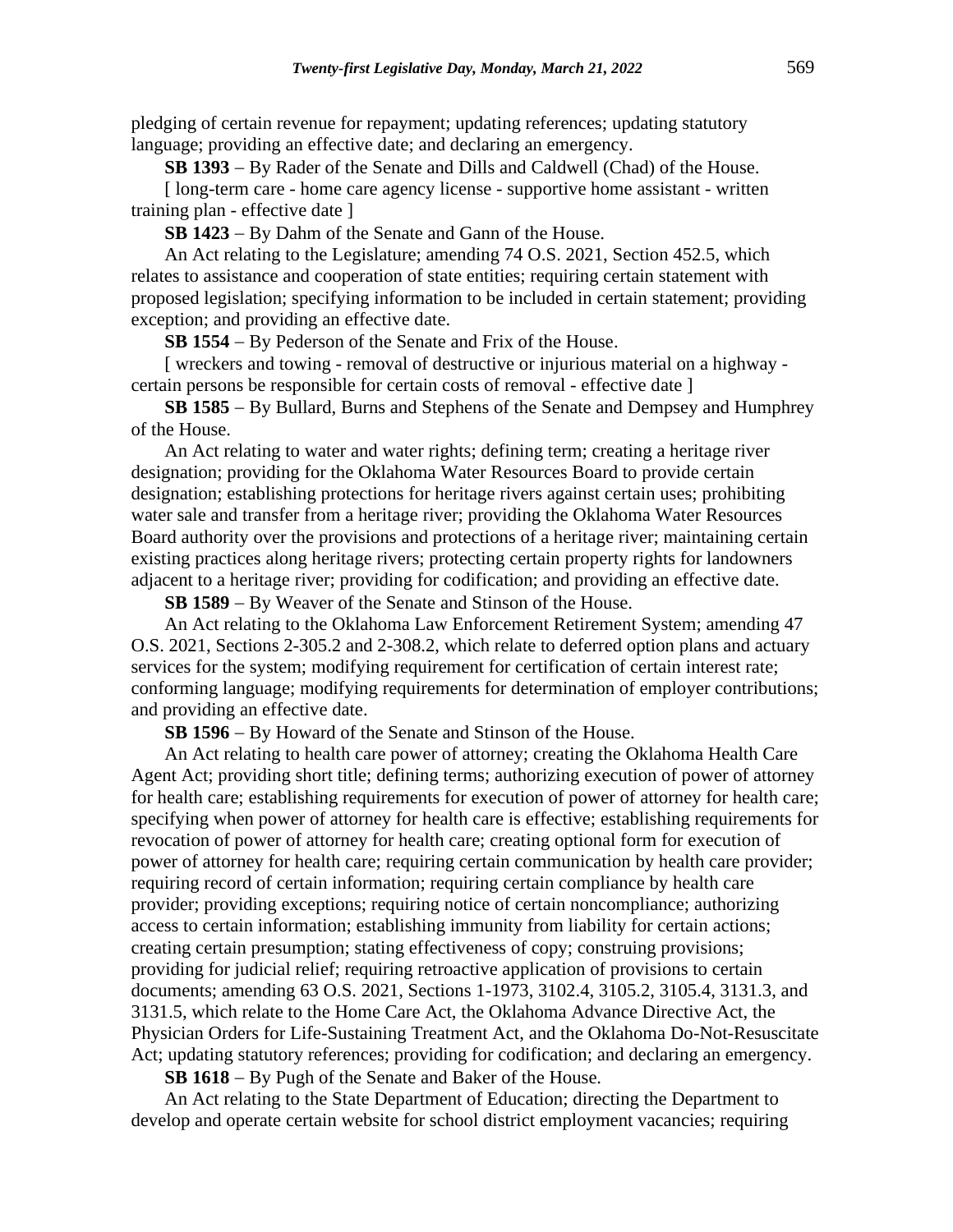pledging of certain revenue for repayment; updating references; updating statutory language; providing an effective date; and declaring an emergency.

**SB 1393** − By Rader of the Senate and Dills and Caldwell (Chad) of the House.

[ long-term care - home care agency license - supportive home assistant - written training plan - effective date ]

**SB 1423** − By Dahm of the Senate and Gann of the House.

An Act relating to the Legislature; amending 74 O.S. 2021, Section 452.5, which relates to assistance and cooperation of state entities; requiring certain statement with proposed legislation; specifying information to be included in certain statement; providing exception; and providing an effective date.

**SB 1554** − By Pederson of the Senate and Frix of the House.

[ wreckers and towing - removal of destructive or injurious material on a highway - certain persons be responsible for certain costs of removal - effective date ]

**SB 1585** − By Bullard, Burns and Stephens of the Senate and Dempsey and Humphrey of the House.

An Act relating to water and water rights; defining term; creating a heritage river designation; providing for the Oklahoma Water Resources Board to provide certain designation; establishing protections for heritage rivers against certain uses; prohibiting water sale and transfer from a heritage river; providing the Oklahoma Water Resources Board authority over the provisions and protections of a heritage river; maintaining certain existing practices along heritage rivers; protecting certain property rights for landowners adjacent to a heritage river; providing for codification; and providing an effective date.

**SB 1589** − By Weaver of the Senate and Stinson of the House.

An Act relating to the Oklahoma Law Enforcement Retirement System; amending 47 O.S. 2021, Sections 2-305.2 and 2-308.2, which relate to deferred option plans and actuary services for the system; modifying requirement for certification of certain interest rate; conforming language; modifying requirements for determination of employer contributions; and providing an effective date.

**SB 1596** − By Howard of the Senate and Stinson of the House.

An Act relating to health care power of attorney; creating the Oklahoma Health Care Agent Act; providing short title; defining terms; authorizing execution of power of attorney for health care; establishing requirements for execution of power of attorney for health care; specifying when power of attorney for health care is effective; establishing requirements for revocation of power of attorney for health care; creating optional form for execution of power of attorney for health care; requiring certain communication by health care provider; requiring record of certain information; requiring certain compliance by health care provider; providing exceptions; requiring notice of certain noncompliance; authorizing access to certain information; establishing immunity from liability for certain actions; creating certain presumption; stating effectiveness of copy; construing provisions; providing for judicial relief; requiring retroactive application of provisions to certain documents; amending 63 O.S. 2021, Sections 1-1973, 3102.4, 3105.2, 3105.4, 3131.3, and 3131.5, which relate to the Home Care Act, the Oklahoma Advance Directive Act, the Physician Orders for Life-Sustaining Treatment Act, and the Oklahoma Do-Not-Resuscitate Act; updating statutory references; providing for codification; and declaring an emergency.

**SB 1618** − By Pugh of the Senate and Baker of the House.

An Act relating to the State Department of Education; directing the Department to develop and operate certain website for school district employment vacancies; requiring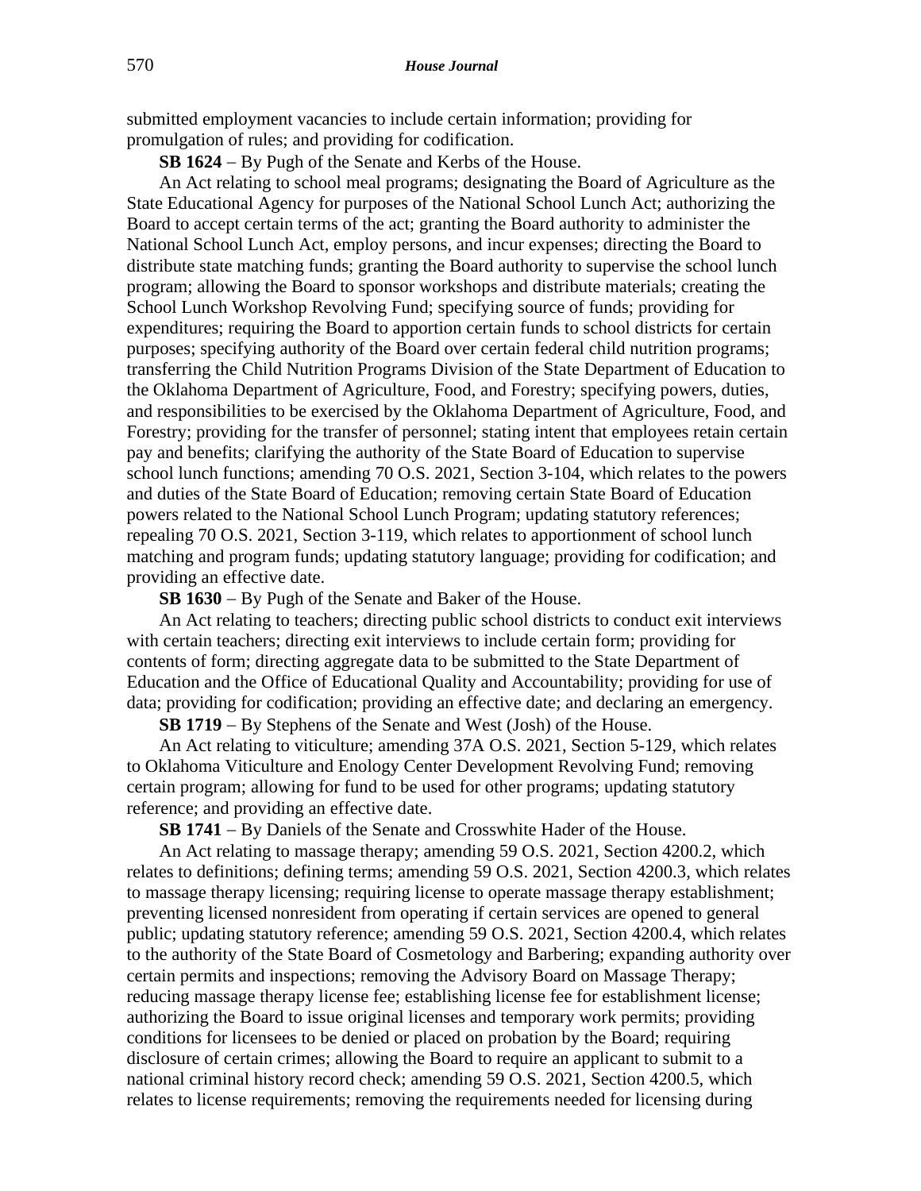submitted employment vacancies to include certain information; providing for promulgation of rules; and providing for codification.

**SB 1624** − By Pugh of the Senate and Kerbs of the House.

An Act relating to school meal programs; designating the Board of Agriculture as the State Educational Agency for purposes of the National School Lunch Act; authorizing the Board to accept certain terms of the act; granting the Board authority to administer the National School Lunch Act, employ persons, and incur expenses; directing the Board to distribute state matching funds; granting the Board authority to supervise the school lunch program; allowing the Board to sponsor workshops and distribute materials; creating the School Lunch Workshop Revolving Fund; specifying source of funds; providing for expenditures; requiring the Board to apportion certain funds to school districts for certain purposes; specifying authority of the Board over certain federal child nutrition programs; transferring the Child Nutrition Programs Division of the State Department of Education to the Oklahoma Department of Agriculture, Food, and Forestry; specifying powers, duties, and responsibilities to be exercised by the Oklahoma Department of Agriculture, Food, and Forestry; providing for the transfer of personnel; stating intent that employees retain certain pay and benefits; clarifying the authority of the State Board of Education to supervise school lunch functions; amending 70 O.S. 2021, Section 3-104, which relates to the powers and duties of the State Board of Education; removing certain State Board of Education powers related to the National School Lunch Program; updating statutory references; repealing 70 O.S. 2021, Section 3-119, which relates to apportionment of school lunch matching and program funds; updating statutory language; providing for codification; and providing an effective date.

**SB 1630** − By Pugh of the Senate and Baker of the House.

An Act relating to teachers; directing public school districts to conduct exit interviews with certain teachers; directing exit interviews to include certain form; providing for contents of form; directing aggregate data to be submitted to the State Department of Education and the Office of Educational Quality and Accountability; providing for use of data; providing for codification; providing an effective date; and declaring an emergency.

**SB 1719** − By Stephens of the Senate and West (Josh) of the House.

An Act relating to viticulture; amending 37A O.S. 2021, Section 5-129, which relates to Oklahoma Viticulture and Enology Center Development Revolving Fund; removing certain program; allowing for fund to be used for other programs; updating statutory reference; and providing an effective date.

**SB 1741** − By Daniels of the Senate and Crosswhite Hader of the House.

An Act relating to massage therapy; amending 59 O.S. 2021, Section 4200.2, which relates to definitions; defining terms; amending 59 O.S. 2021, Section 4200.3, which relates to massage therapy licensing; requiring license to operate massage therapy establishment; preventing licensed nonresident from operating if certain services are opened to general public; updating statutory reference; amending 59 O.S. 2021, Section 4200.4, which relates to the authority of the State Board of Cosmetology and Barbering; expanding authority over certain permits and inspections; removing the Advisory Board on Massage Therapy; reducing massage therapy license fee; establishing license fee for establishment license; authorizing the Board to issue original licenses and temporary work permits; providing conditions for licensees to be denied or placed on probation by the Board; requiring disclosure of certain crimes; allowing the Board to require an applicant to submit to a national criminal history record check; amending 59 O.S. 2021, Section 4200.5, which relates to license requirements; removing the requirements needed for licensing during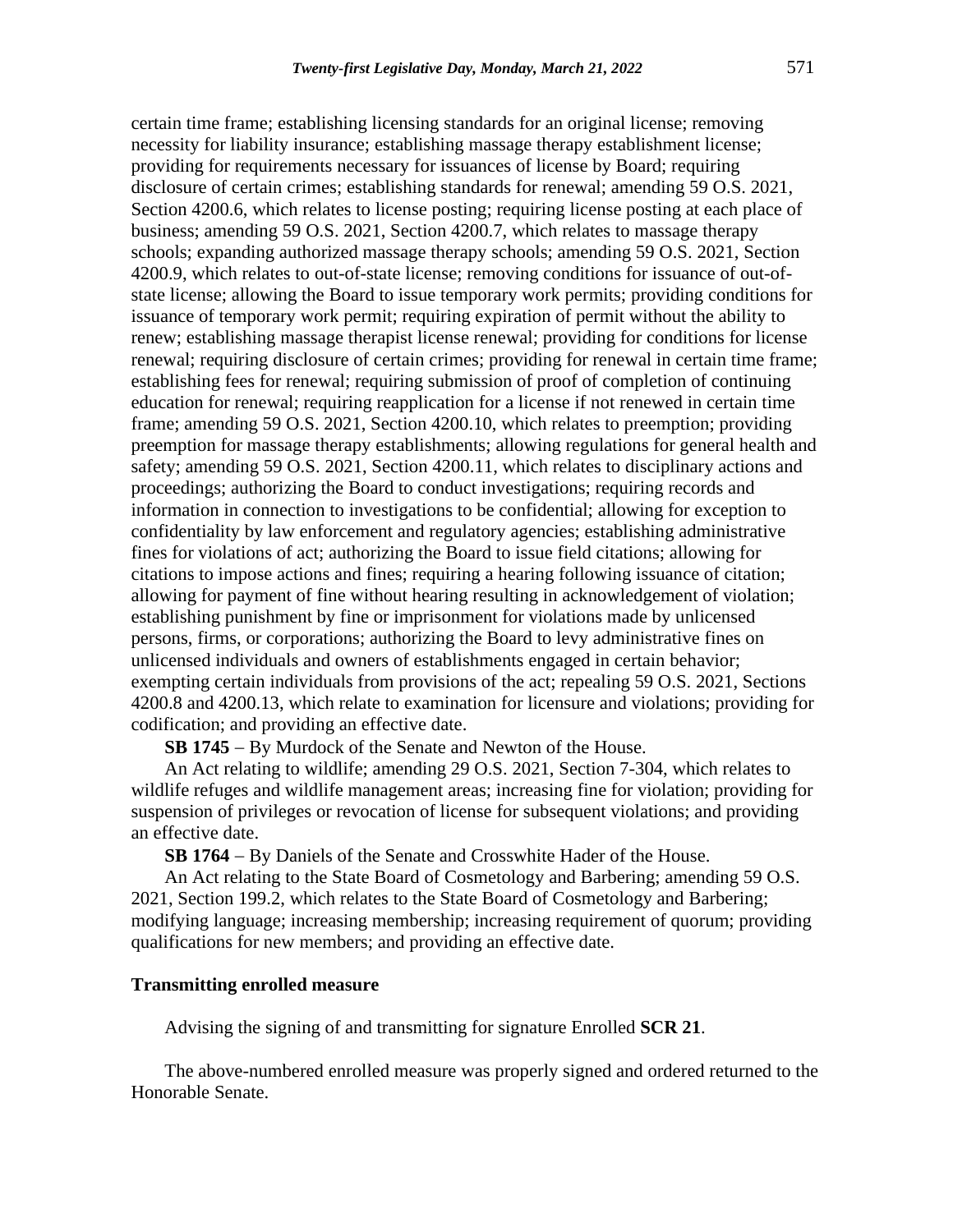certain time frame; establishing licensing standards for an original license; removing necessity for liability insurance; establishing massage therapy establishment license; providing for requirements necessary for issuances of license by Board; requiring disclosure of certain crimes; establishing standards for renewal; amending 59 O.S. 2021, Section 4200.6, which relates to license posting; requiring license posting at each place of business; amending 59 O.S. 2021, Section 4200.7, which relates to massage therapy schools; expanding authorized massage therapy schools; amending 59 O.S. 2021, Section 4200.9, which relates to out-of-state license; removing conditions for issuance of out-of-state license; allowing the Board to issue temporary work permits; providing conditions for issuance of temporary work permit; requiring expiration of permit without the ability to renew; establishing massage therapist license renewal; providing for conditions for license renewal; requiring disclosure of certain crimes; providing for renewal in certain time frame; establishing fees for renewal; requiring submission of proof of completion of continuing education for renewal; requiring reapplication for a license if not renewed in certain time frame; amending 59 O.S. 2021, Section 4200.10, which relates to preemption; providing preemption for massage therapy establishments; allowing regulations for general health and safety; amending 59 O.S. 2021, Section 4200.11, which relates to disciplinary actions and proceedings; authorizing the Board to conduct investigations; requiring records and information in connection to investigations to be confidential; allowing for exception to confidentiality by law enforcement and regulatory agencies; establishing administrative fines for violations of act; authorizing the Board to issue field citations; allowing for citations to impose actions and fines; requiring a hearing following issuance of citation; allowing for payment of fine without hearing resulting in acknowledgement of violation; establishing punishment by fine or imprisonment for violations made by unlicensed persons, firms, or corporations; authorizing the Board to levy administrative fines on unlicensed individuals and owners of establishments engaged in certain behavior; exempting certain individuals from provisions of the act; repealing 59 O.S. 2021, Sections 4200.8 and 4200.13, which relate to examination for licensure and violations; providing for codification; and providing an effective date.

**SB 1745** – By Murdock of the Senate and Newton of the House.

An Act relating to wildlife; amending 29 O.S. 2021, Section 7-304, which relates to wildlife refuges and wildlife management areas; increasing fine for violation; providing for suspension of privileges or revocation of license for subsequent violations; and providing an effective date.

**SB 1764** – By Daniels of the Senate and Crosswhite Hader of the House.

An Act relating to the State Board of Cosmetology and Barbering; amending 59 O.S. 2021, Section 199.2, which relates to the State Board of Cosmetology and Barbering; modifying language; increasing membership; increasing requirement of quorum; providing qualifications for new members; and providing an effective date.

**Transmitting enrolled measure**

Advising the signing of and transmitting for signature Enrolled **SCR 21**.

The above-numbered enrolled measure was properly signed and ordered returned to the Honorable Senate.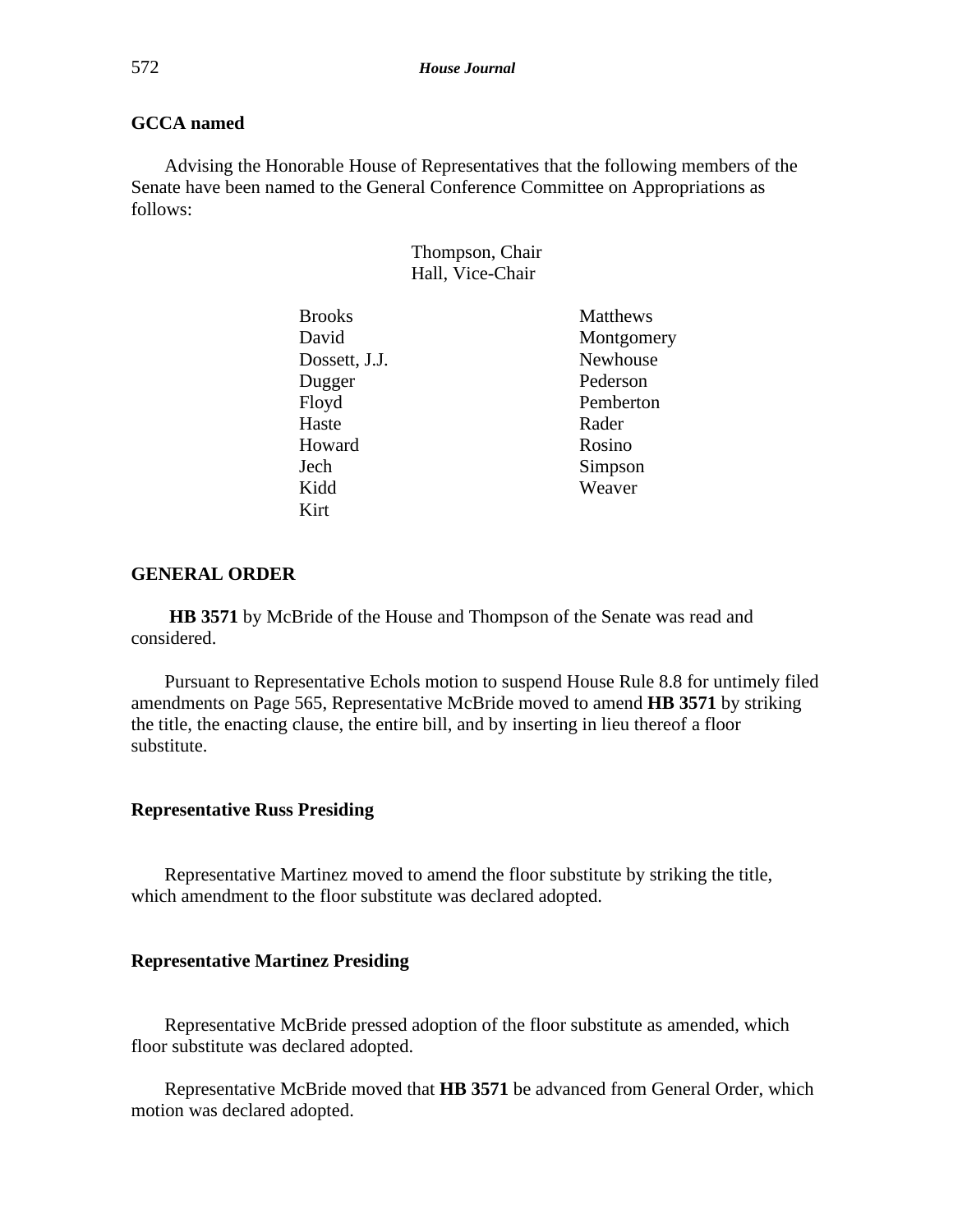**GCCA named**

Advising the Honorable House of Representatives that the following members of the Senate have been named to the General Conference Committee on Appropriations as follows:

Thompson, Chair
Hall, Vice-Chair

| | |
|---|---|
| Brooks | Matthews |
| David | Montgomery |
| Dossett, J.J. | Newhouse |
| Dugger | Pederson |
| Floyd | Pemberton |
| Haste | Rader |
| Howard | Rosino |
| Jech | Simpson |
| Kidd | Weaver |
| Kirt | |

**GENERAL ORDER**

**HB 3571** by McBride of the House and Thompson of the Senate was read and considered.

Pursuant to Representative Echols motion to suspend House Rule 8.8 for untimely filed amendments on Page 565, Representative McBride moved to amend **HB 3571** by striking the title, the enacting clause, the entire bill, and by inserting in lieu thereof a floor substitute.

**Representative Russ Presiding**

Representative Martinez moved to amend the floor substitute by striking the title, which amendment to the floor substitute was declared adopted.

**Representative Martinez Presiding**

Representative McBride pressed adoption of the floor substitute as amended, which floor substitute was declared adopted.

Representative McBride moved that **HB 3571** be advanced from General Order, which motion was declared adopted.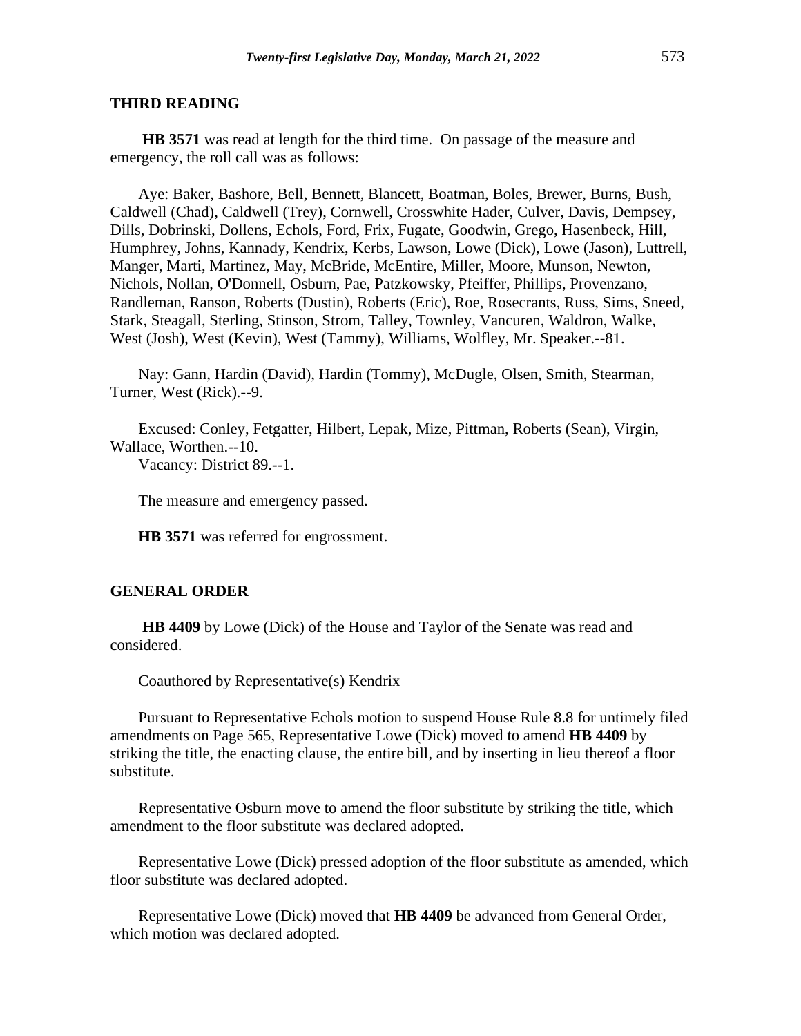## THIRD READING

**HB 3571** was read at length for the third time. On passage of the measure and emergency, the roll call was as follows:

Aye: Baker, Bashore, Bell, Bennett, Blancett, Boatman, Boles, Brewer, Burns, Bush, Caldwell (Chad), Caldwell (Trey), Cornwell, Crosswhite Hader, Culver, Davis, Dempsey, Dills, Dobrinski, Dollens, Echols, Ford, Frix, Fugate, Goodwin, Grego, Hasenbeck, Hill, Humphrey, Johns, Kannady, Kendrix, Kerbs, Lawson, Lowe (Dick), Lowe (Jason), Luttrell, Manger, Marti, Martinez, May, McBride, McEntire, Miller, Moore, Munson, Newton, Nichols, Nollan, O'Donnell, Osburn, Pae, Patzkowsky, Pfeiffer, Phillips, Provenzano, Randleman, Ranson, Roberts (Dustin), Roberts (Eric), Roe, Rosecrants, Russ, Sims, Sneed, Stark, Steagall, Sterling, Stinson, Strom, Talley, Townley, Vancuren, Waldron, Walke, West (Josh), West (Kevin), West (Tammy), Williams, Wolfley, Mr. Speaker.--81.

Nay: Gann, Hardin (David), Hardin (Tommy), McDugle, Olsen, Smith, Stearman, Turner, West (Rick).--9.

Excused: Conley, Fetgatter, Hilbert, Lepak, Mize, Pittman, Roberts (Sean), Virgin, Wallace, Worthen.--10.

Vacancy: District 89.--1.

The measure and emergency passed.

**HB 3571** was referred for engrossment.

## GENERAL ORDER

**HB 4409** by Lowe (Dick) of the House and Taylor of the Senate was read and considered.

Coauthored by Representative(s) Kendrix

Pursuant to Representative Echols motion to suspend House Rule 8.8 for untimely filed amendments on Page 565, Representative Lowe (Dick) moved to amend **HB 4409** by striking the title, the enacting clause, the entire bill, and by inserting in lieu thereof a floor substitute.

Representative Osburn move to amend the floor substitute by striking the title, which amendment to the floor substitute was declared adopted.

Representative Lowe (Dick) pressed adoption of the floor substitute as amended, which floor substitute was declared adopted.

Representative Lowe (Dick) moved that **HB 4409** be advanced from General Order, which motion was declared adopted.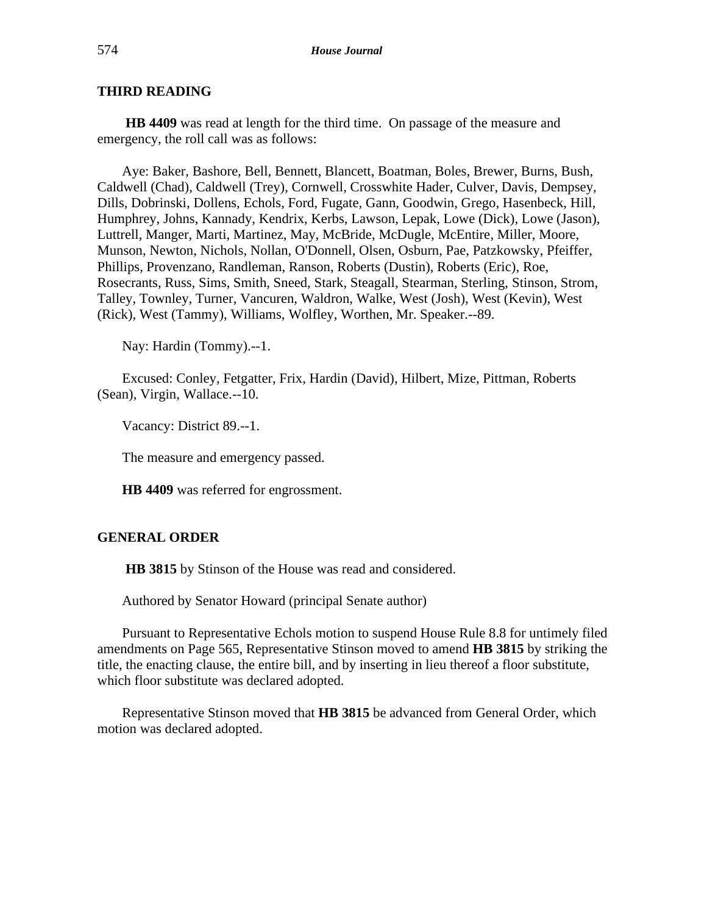## THIRD READING

**HB 4409** was read at length for the third time. On passage of the measure and emergency, the roll call was as follows:

Aye: Baker, Bashore, Bell, Bennett, Blancett, Boatman, Boles, Brewer, Burns, Bush, Caldwell (Chad), Caldwell (Trey), Cornwell, Crosswhite Hader, Culver, Davis, Dempsey, Dills, Dobrinski, Dollens, Echols, Ford, Fugate, Gann, Goodwin, Grego, Hasenbeck, Hill, Humphrey, Johns, Kannady, Kendrix, Kerbs, Lawson, Lepak, Lowe (Dick), Lowe (Jason), Luttrell, Manger, Marti, Martinez, May, McBride, McDugle, McEntire, Miller, Moore, Munson, Newton, Nichols, Nollan, O'Donnell, Olsen, Osburn, Pae, Patzkowsky, Pfeiffer, Phillips, Provenzano, Randleman, Ranson, Roberts (Dustin), Roberts (Eric), Roe, Rosecrants, Russ, Sims, Smith, Sneed, Stark, Steagall, Stearman, Sterling, Stinson, Strom, Talley, Townley, Turner, Vancuren, Waldron, Walke, West (Josh), West (Kevin), West (Rick), West (Tammy), Williams, Wolfley, Worthen, Mr. Speaker.--89.

Nay: Hardin (Tommy).--1.

Excused: Conley, Fetgatter, Frix, Hardin (David), Hilbert, Mize, Pittman, Roberts (Sean), Virgin, Wallace.--10.

Vacancy: District 89.--1.

The measure and emergency passed.

**HB 4409** was referred for engrossment.

## GENERAL ORDER

**HB 3815** by Stinson of the House was read and considered.

Authored by Senator Howard (principal Senate author)

Pursuant to Representative Echols motion to suspend House Rule 8.8 for untimely filed amendments on Page 565, Representative Stinson moved to amend **HB 3815** by striking the title, the enacting clause, the entire bill, and by inserting in lieu thereof a floor substitute, which floor substitute was declared adopted.

Representative Stinson moved that **HB 3815** be advanced from General Order, which motion was declared adopted.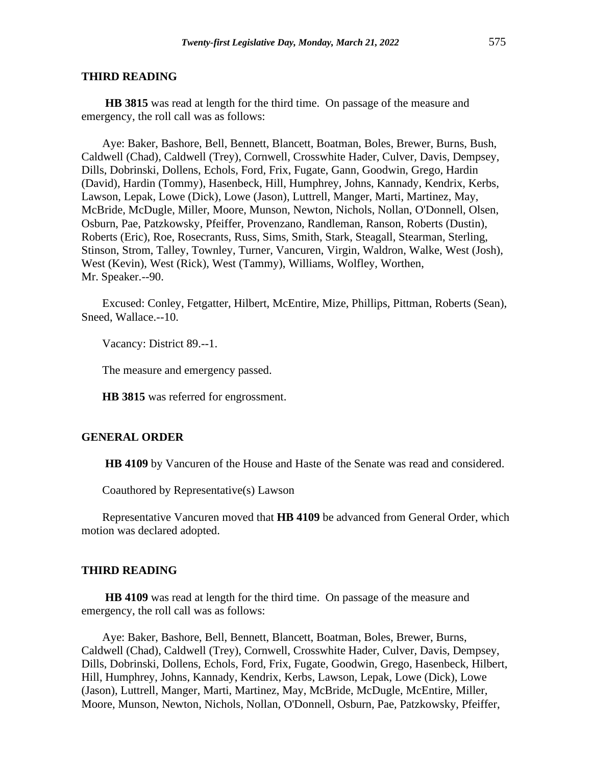## THIRD READING

**HB 3815** was read at length for the third time. On passage of the measure and emergency, the roll call was as follows:

Aye: Baker, Bashore, Bell, Bennett, Blancett, Boatman, Boles, Brewer, Burns, Bush, Caldwell (Chad), Caldwell (Trey), Cornwell, Crosswhite Hader, Culver, Davis, Dempsey, Dills, Dobrinski, Dollens, Echols, Ford, Frix, Fugate, Gann, Goodwin, Grego, Hardin (David), Hardin (Tommy), Hasenbeck, Hill, Humphrey, Johns, Kannady, Kendrix, Kerbs, Lawson, Lepak, Lowe (Dick), Lowe (Jason), Luttrell, Manger, Marti, Martinez, May, McBride, McDugle, Miller, Moore, Munson, Newton, Nichols, Nollan, O'Donnell, Olsen, Osburn, Pae, Patzkowsky, Pfeiffer, Provenzano, Randleman, Ranson, Roberts (Dustin), Roberts (Eric), Roe, Rosecrants, Russ, Sims, Smith, Stark, Steagall, Stearman, Sterling, Stinson, Strom, Talley, Townley, Turner, Vancuren, Virgin, Waldron, Walke, West (Josh), West (Kevin), West (Rick), West (Tammy), Williams, Wolfley, Worthen, Mr. Speaker.--90.

Excused: Conley, Fetgatter, Hilbert, McEntire, Mize, Phillips, Pittman, Roberts (Sean), Sneed, Wallace.--10.

Vacancy: District 89.--1.

The measure and emergency passed.

**HB 3815** was referred for engrossment.

## GENERAL ORDER

**HB 4109** by Vancuren of the House and Haste of the Senate was read and considered.

Coauthored by Representative(s) Lawson

Representative Vancuren moved that **HB 4109** be advanced from General Order, which motion was declared adopted.

## THIRD READING

**HB 4109** was read at length for the third time. On passage of the measure and emergency, the roll call was as follows:

Aye: Baker, Bashore, Bell, Bennett, Blancett, Boatman, Boles, Brewer, Burns, Caldwell (Chad), Caldwell (Trey), Cornwell, Crosswhite Hader, Culver, Davis, Dempsey, Dills, Dobrinski, Dollens, Echols, Ford, Frix, Fugate, Goodwin, Grego, Hasenbeck, Hilbert, Hill, Humphrey, Johns, Kannady, Kendrix, Kerbs, Lawson, Lepak, Lowe (Dick), Lowe (Jason), Luttrell, Manger, Marti, Martinez, May, McBride, McDugle, McEntire, Miller, Moore, Munson, Newton, Nichols, Nollan, O'Donnell, Osburn, Pae, Patzkowsky, Pfeiffer,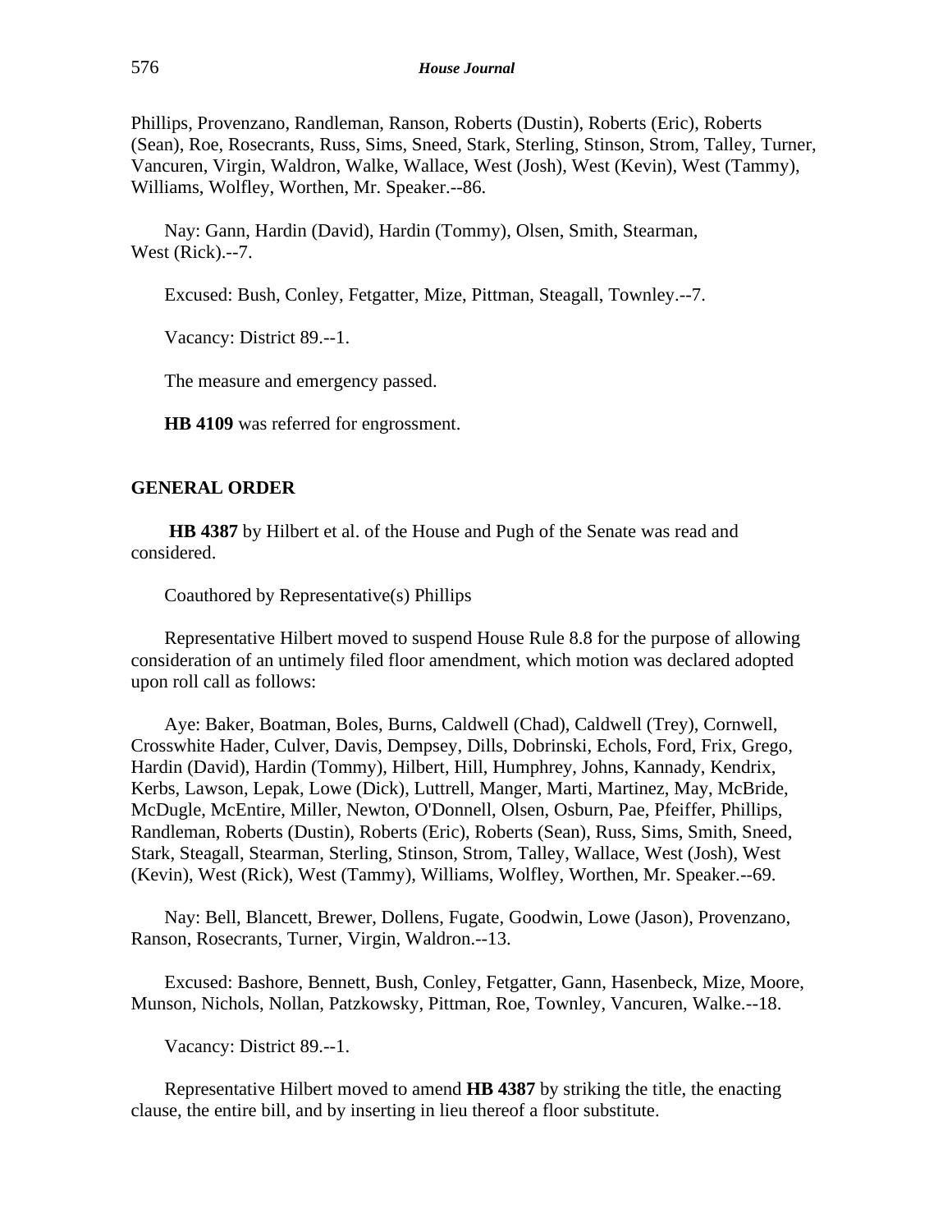Phillips, Provenzano, Randleman, Ranson, Roberts (Dustin), Roberts (Eric), Roberts (Sean), Roe, Rosecrants, Russ, Sims, Sneed, Stark, Sterling, Stinson, Strom, Talley, Turner, Vancuren, Virgin, Waldron, Walke, Wallace, West (Josh), West (Kevin), West (Tammy), Williams, Wolfley, Worthen, Mr. Speaker.--86.

Nay: Gann, Hardin (David), Hardin (Tommy), Olsen, Smith, Stearman, West (Rick).--7.

Excused: Bush, Conley, Fetgatter, Mize, Pittman, Steagall, Townley.--7.

Vacancy: District 89.--1.

The measure and emergency passed.

**HB 4109** was referred for engrossment.

## GENERAL ORDER

**HB 4387** by Hilbert et al. of the House and Pugh of the Senate was read and considered.

Coauthored by Representative(s) Phillips

Representative Hilbert moved to suspend House Rule 8.8 for the purpose of allowing consideration of an untimely filed floor amendment, which motion was declared adopted upon roll call as follows:

Aye: Baker, Boatman, Boles, Burns, Caldwell (Chad), Caldwell (Trey), Cornwell, Crosswhite Hader, Culver, Davis, Dempsey, Dills, Dobrinski, Echols, Ford, Frix, Grego, Hardin (David), Hardin (Tommy), Hilbert, Hill, Humphrey, Johns, Kannady, Kendrix, Kerbs, Lawson, Lepak, Lowe (Dick), Luttrell, Manger, Marti, Martinez, May, McBride, McDugle, McEntire, Miller, Newton, O'Donnell, Olsen, Osburn, Pae, Pfeiffer, Phillips, Randleman, Roberts (Dustin), Roberts (Eric), Roberts (Sean), Russ, Sims, Smith, Sneed, Stark, Steagall, Stearman, Sterling, Stinson, Strom, Talley, Wallace, West (Josh), West (Kevin), West (Rick), West (Tammy), Williams, Wolfley, Worthen, Mr. Speaker.--69.

Nay: Bell, Blancett, Brewer, Dollens, Fugate, Goodwin, Lowe (Jason), Provenzano, Ranson, Rosecrants, Turner, Virgin, Waldron.--13.

Excused: Bashore, Bennett, Bush, Conley, Fetgatter, Gann, Hasenbeck, Mize, Moore, Munson, Nichols, Nollan, Patzkowsky, Pittman, Roe, Townley, Vancuren, Walke.--18.

Vacancy: District 89.--1.

Representative Hilbert moved to amend **HB 4387** by striking the title, the enacting clause, the entire bill, and by inserting in lieu thereof a floor substitute.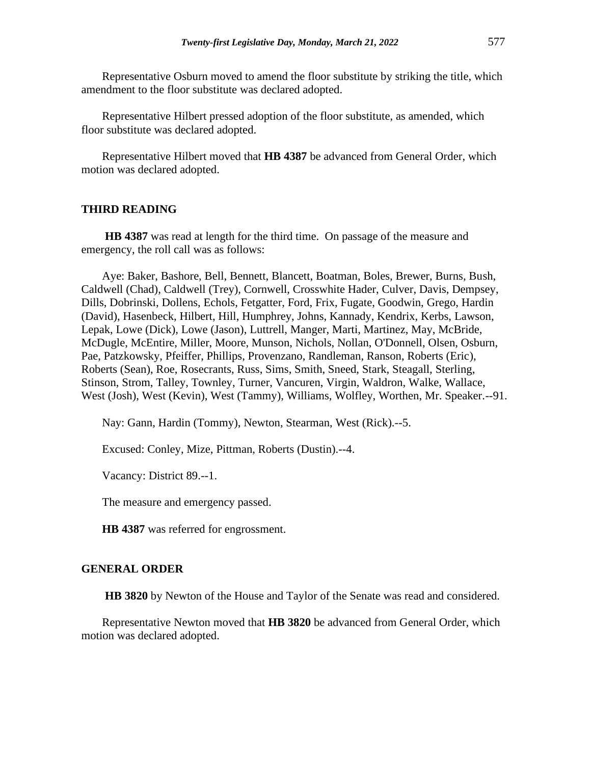Representative Osburn moved to amend the floor substitute by striking the title, which amendment to the floor substitute was declared adopted.

Representative Hilbert pressed adoption of the floor substitute, as amended, which floor substitute was declared adopted.

Representative Hilbert moved that **HB 4387** be advanced from General Order, which motion was declared adopted.

## THIRD READING

**HB 4387** was read at length for the third time. On passage of the measure and emergency, the roll call was as follows:

Aye: Baker, Bashore, Bell, Bennett, Blancett, Boatman, Boles, Brewer, Burns, Bush, Caldwell (Chad), Caldwell (Trey), Cornwell, Crosswhite Hader, Culver, Davis, Dempsey, Dills, Dobrinski, Dollens, Echols, Fetgatter, Ford, Frix, Fugate, Goodwin, Grego, Hardin (David), Hasenbeck, Hilbert, Hill, Humphrey, Johns, Kannady, Kendrix, Kerbs, Lawson, Lepak, Lowe (Dick), Lowe (Jason), Luttrell, Manger, Marti, Martinez, May, McBride, McDugle, McEntire, Miller, Moore, Munson, Nichols, Nollan, O'Donnell, Olsen, Osburn, Pae, Patzkowsky, Pfeiffer, Phillips, Provenzano, Randleman, Ranson, Roberts (Eric), Roberts (Sean), Roe, Rosecrants, Russ, Sims, Smith, Sneed, Stark, Steagall, Sterling, Stinson, Strom, Talley, Townley, Turner, Vancuren, Virgin, Waldron, Walke, Wallace, West (Josh), West (Kevin), West (Tammy), Williams, Wolfley, Worthen, Mr. Speaker.--91.

Nay: Gann, Hardin (Tommy), Newton, Stearman, West (Rick).--5.

Excused: Conley, Mize, Pittman, Roberts (Dustin).--4.

Vacancy: District 89.--1.

The measure and emergency passed.

**HB 4387** was referred for engrossment.

## GENERAL ORDER

**HB 3820** by Newton of the House and Taylor of the Senate was read and considered.

Representative Newton moved that **HB 3820** be advanced from General Order, which motion was declared adopted.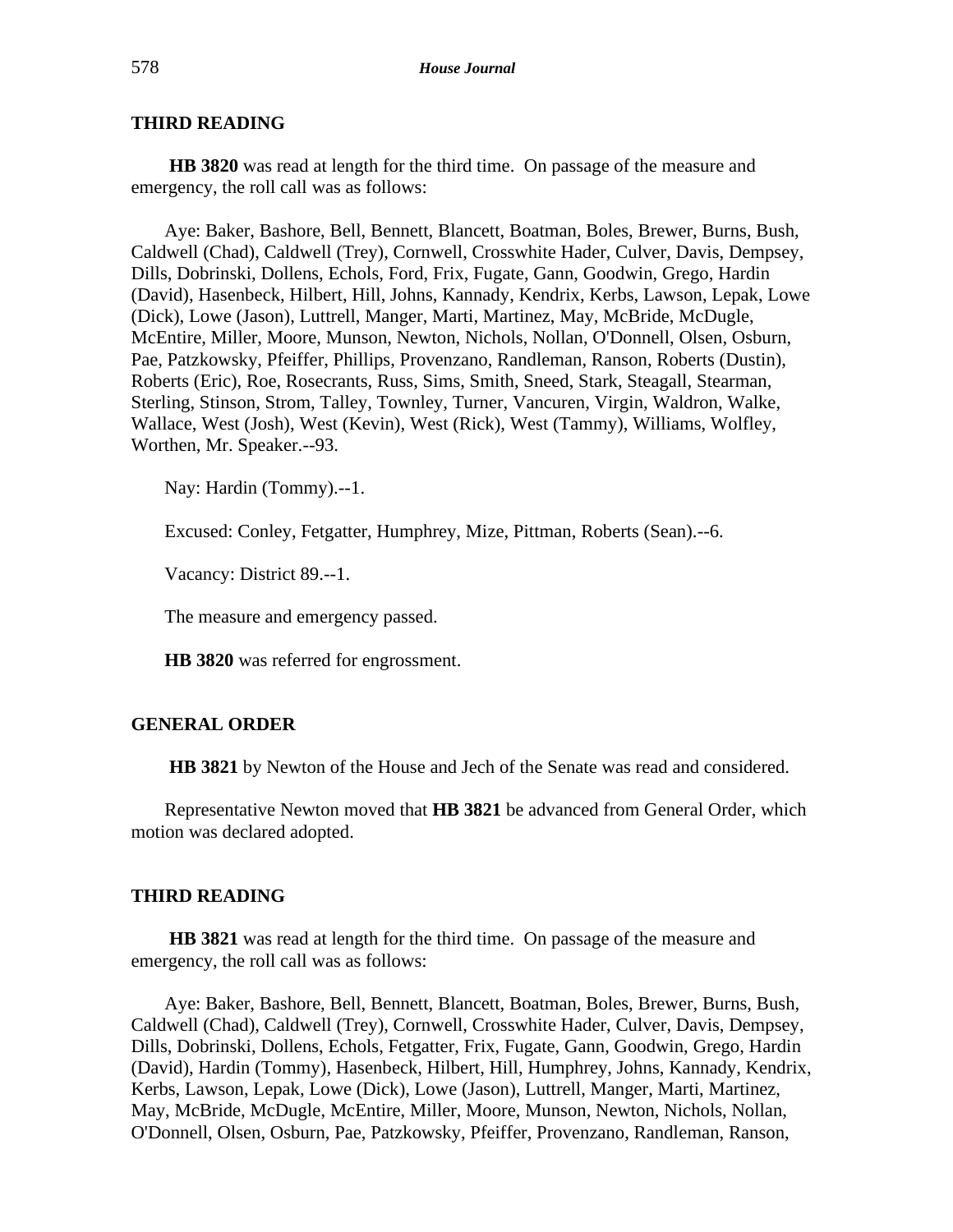## THIRD READING

**HB 3820** was read at length for the third time. On passage of the measure and emergency, the roll call was as follows:

Aye: Baker, Bashore, Bell, Bennett, Blancett, Boatman, Boles, Brewer, Burns, Bush, Caldwell (Chad), Caldwell (Trey), Cornwell, Crosswhite Hader, Culver, Davis, Dempsey, Dills, Dobrinski, Dollens, Echols, Ford, Frix, Fugate, Gann, Goodwin, Grego, Hardin (David), Hasenbeck, Hilbert, Hill, Johns, Kannady, Kendrix, Kerbs, Lawson, Lepak, Lowe (Dick), Lowe (Jason), Luttrell, Manger, Marti, Martinez, May, McBride, McDugle, McEntire, Miller, Moore, Munson, Newton, Nichols, Nollan, O'Donnell, Olsen, Osburn, Pae, Patzkowsky, Pfeiffer, Phillips, Provenzano, Randleman, Ranson, Roberts (Dustin), Roberts (Eric), Roe, Rosecrants, Russ, Sims, Smith, Sneed, Stark, Steagall, Stearman, Sterling, Stinson, Strom, Talley, Townley, Turner, Vancuren, Virgin, Waldron, Walke, Wallace, West (Josh), West (Kevin), West (Rick), West (Tammy), Williams, Wolfley, Worthen, Mr. Speaker.--93.

Nay: Hardin (Tommy).--1.

Excused: Conley, Fetgatter, Humphrey, Mize, Pittman, Roberts (Sean).--6.

Vacancy: District 89.--1.

The measure and emergency passed.

**HB 3820** was referred for engrossment.

## GENERAL ORDER

**HB 3821** by Newton of the House and Jech of the Senate was read and considered.

Representative Newton moved that **HB 3821** be advanced from General Order, which motion was declared adopted.

## THIRD READING

**HB 3821** was read at length for the third time. On passage of the measure and emergency, the roll call was as follows:

Aye: Baker, Bashore, Bell, Bennett, Blancett, Boatman, Boles, Brewer, Burns, Bush, Caldwell (Chad), Caldwell (Trey), Cornwell, Crosswhite Hader, Culver, Davis, Dempsey, Dills, Dobrinski, Dollens, Echols, Fetgatter, Frix, Fugate, Gann, Goodwin, Grego, Hardin (David), Hardin (Tommy), Hasenbeck, Hilbert, Hill, Humphrey, Johns, Kannady, Kendrix, Kerbs, Lawson, Lepak, Lowe (Dick), Lowe (Jason), Luttrell, Manger, Marti, Martinez, May, McBride, McDugle, McEntire, Miller, Moore, Munson, Newton, Nichols, Nollan, O'Donnell, Olsen, Osburn, Pae, Patzkowsky, Pfeiffer, Provenzano, Randleman, Ranson,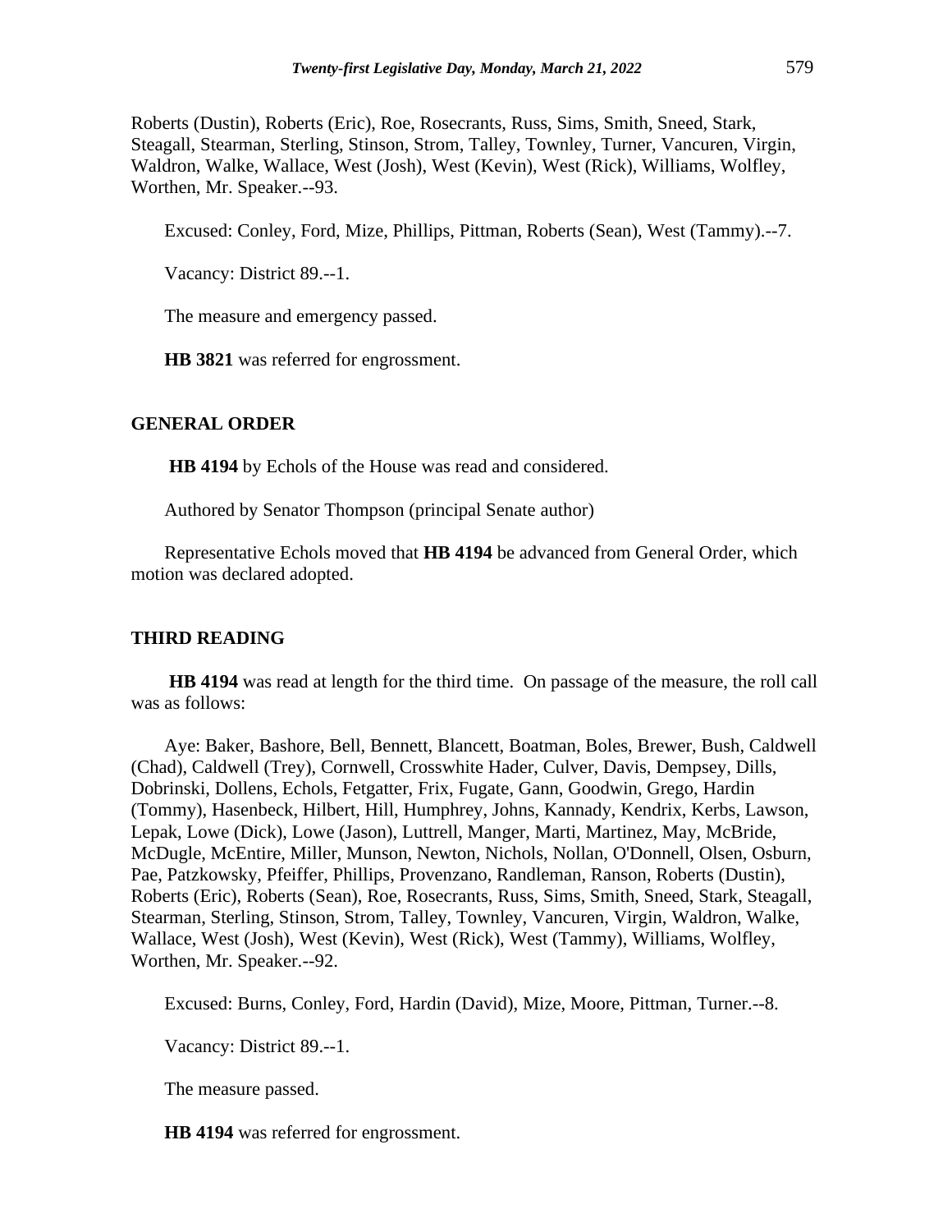Roberts (Dustin), Roberts (Eric), Roe, Rosecrants, Russ, Sims, Smith, Sneed, Stark, Steagall, Stearman, Sterling, Stinson, Strom, Talley, Townley, Turner, Vancuren, Virgin, Waldron, Walke, Wallace, West (Josh), West (Kevin), West (Rick), Williams, Wolfley, Worthen, Mr. Speaker.--93.

Excused: Conley, Ford, Mize, Phillips, Pittman, Roberts (Sean), West (Tammy).--7.

Vacancy: District 89.--1.

The measure and emergency passed.

**HB 3821** was referred for engrossment.

## GENERAL ORDER

**HB 4194** by Echols of the House was read and considered.

Authored by Senator Thompson (principal Senate author)

Representative Echols moved that **HB 4194** be advanced from General Order, which motion was declared adopted.

## THIRD READING

**HB 4194** was read at length for the third time. On passage of the measure, the roll call was as follows:

Aye: Baker, Bashore, Bell, Bennett, Blancett, Boatman, Boles, Brewer, Bush, Caldwell (Chad), Caldwell (Trey), Cornwell, Crosswhite Hader, Culver, Davis, Dempsey, Dills, Dobrinski, Dollens, Echols, Fetgatter, Frix, Fugate, Gann, Goodwin, Grego, Hardin (Tommy), Hasenbeck, Hilbert, Hill, Humphrey, Johns, Kannady, Kendrix, Kerbs, Lawson, Lepak, Lowe (Dick), Lowe (Jason), Luttrell, Manger, Marti, Martinez, May, McBride, McDugle, McEntire, Miller, Munson, Newton, Nichols, Nollan, O'Donnell, Olsen, Osburn, Pae, Patzkowsky, Pfeiffer, Phillips, Provenzano, Randleman, Ranson, Roberts (Dustin), Roberts (Eric), Roberts (Sean), Roe, Rosecrants, Russ, Sims, Smith, Sneed, Stark, Steagall, Stearman, Sterling, Stinson, Strom, Talley, Townley, Vancuren, Virgin, Waldron, Walke, Wallace, West (Josh), West (Kevin), West (Rick), West (Tammy), Williams, Wolfley, Worthen, Mr. Speaker.--92.

Excused: Burns, Conley, Ford, Hardin (David), Mize, Moore, Pittman, Turner.--8.

Vacancy: District 89.--1.

The measure passed.

**HB 4194** was referred for engrossment.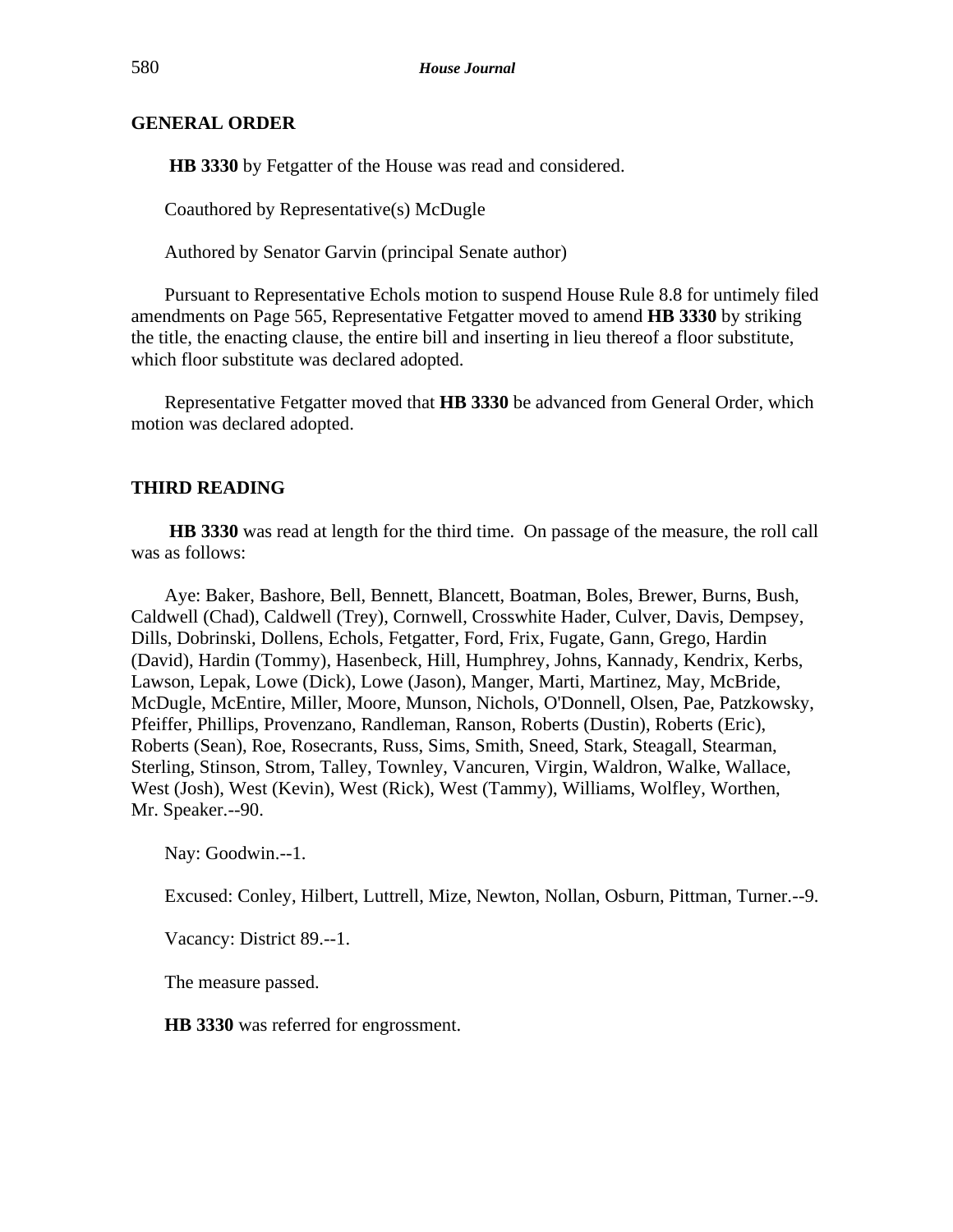## GENERAL ORDER

**HB 3330** by Fetgatter of the House was read and considered.

Coauthored by Representative(s) McDugle

Authored by Senator Garvin (principal Senate author)

Pursuant to Representative Echols motion to suspend House Rule 8.8 for untimely filed amendments on Page 565, Representative Fetgatter moved to amend **HB 3330** by striking the title, the enacting clause, the entire bill and inserting in lieu thereof a floor substitute, which floor substitute was declared adopted.

Representative Fetgatter moved that **HB 3330** be advanced from General Order, which motion was declared adopted.

## THIRD READING

**HB 3330** was read at length for the third time. On passage of the measure, the roll call was as follows:

Aye: Baker, Bashore, Bell, Bennett, Blancett, Boatman, Boles, Brewer, Burns, Bush, Caldwell (Chad), Caldwell (Trey), Cornwell, Crosswhite Hader, Culver, Davis, Dempsey, Dills, Dobrinski, Dollens, Echols, Fetgatter, Ford, Frix, Fugate, Gann, Grego, Hardin (David), Hardin (Tommy), Hasenbeck, Hill, Humphrey, Johns, Kannady, Kendrix, Kerbs, Lawson, Lepak, Lowe (Dick), Lowe (Jason), Manger, Marti, Martinez, May, McBride, McDugle, McEntire, Miller, Moore, Munson, Nichols, O'Donnell, Olsen, Pae, Patzkowsky, Pfeiffer, Phillips, Provenzano, Randleman, Ranson, Roberts (Dustin), Roberts (Eric), Roberts (Sean), Roe, Rosecrants, Russ, Sims, Smith, Sneed, Stark, Steagall, Stearman, Sterling, Stinson, Strom, Talley, Townley, Vancuren, Virgin, Waldron, Walke, Wallace, West (Josh), West (Kevin), West (Rick), West (Tammy), Williams, Wolfley, Worthen, Mr. Speaker.--90.

Nay: Goodwin.--1.

Excused: Conley, Hilbert, Luttrell, Mize, Newton, Nollan, Osburn, Pittman, Turner.--9.

Vacancy: District 89.--1.

The measure passed.

**HB 3330** was referred for engrossment.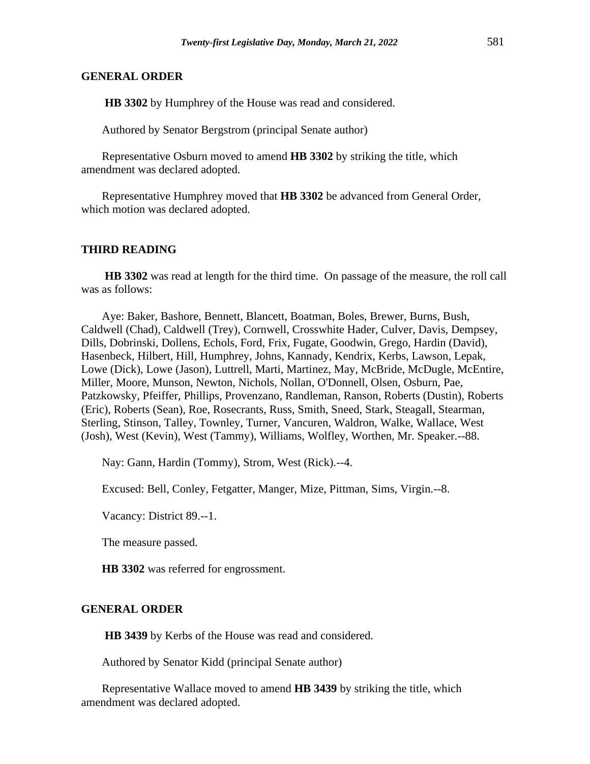## GENERAL ORDER

**HB 3302** by Humphrey of the House was read and considered.

Authored by Senator Bergstrom (principal Senate author)

Representative Osburn moved to amend **HB 3302** by striking the title, which amendment was declared adopted.

Representative Humphrey moved that **HB 3302** be advanced from General Order, which motion was declared adopted.

## THIRD READING

**HB 3302** was read at length for the third time. On passage of the measure, the roll call was as follows:

Aye: Baker, Bashore, Bennett, Blancett, Boatman, Boles, Brewer, Burns, Bush, Caldwell (Chad), Caldwell (Trey), Cornwell, Crosswhite Hader, Culver, Davis, Dempsey, Dills, Dobrinski, Dollens, Echols, Ford, Frix, Fugate, Goodwin, Grego, Hardin (David), Hasenbeck, Hilbert, Hill, Humphrey, Johns, Kannady, Kendrix, Kerbs, Lawson, Lepak, Lowe (Dick), Lowe (Jason), Luttrell, Marti, Martinez, May, McBride, McDugle, McEntire, Miller, Moore, Munson, Newton, Nichols, Nollan, O'Donnell, Olsen, Osburn, Pae, Patzkowsky, Pfeiffer, Phillips, Provenzano, Randleman, Ranson, Roberts (Dustin), Roberts (Eric), Roberts (Sean), Roe, Rosecrants, Russ, Smith, Sneed, Stark, Steagall, Stearman, Sterling, Stinson, Talley, Townley, Turner, Vancuren, Waldron, Walke, Wallace, West (Josh), West (Kevin), West (Tammy), Williams, Wolfley, Worthen, Mr. Speaker.--88.

Nay: Gann, Hardin (Tommy), Strom, West (Rick).--4.

Excused: Bell, Conley, Fetgatter, Manger, Mize, Pittman, Sims, Virgin.--8.

Vacancy: District 89.--1.

The measure passed.

**HB 3302** was referred for engrossment.

## GENERAL ORDER

**HB 3439** by Kerbs of the House was read and considered.

Authored by Senator Kidd (principal Senate author)

Representative Wallace moved to amend **HB 3439** by striking the title, which amendment was declared adopted.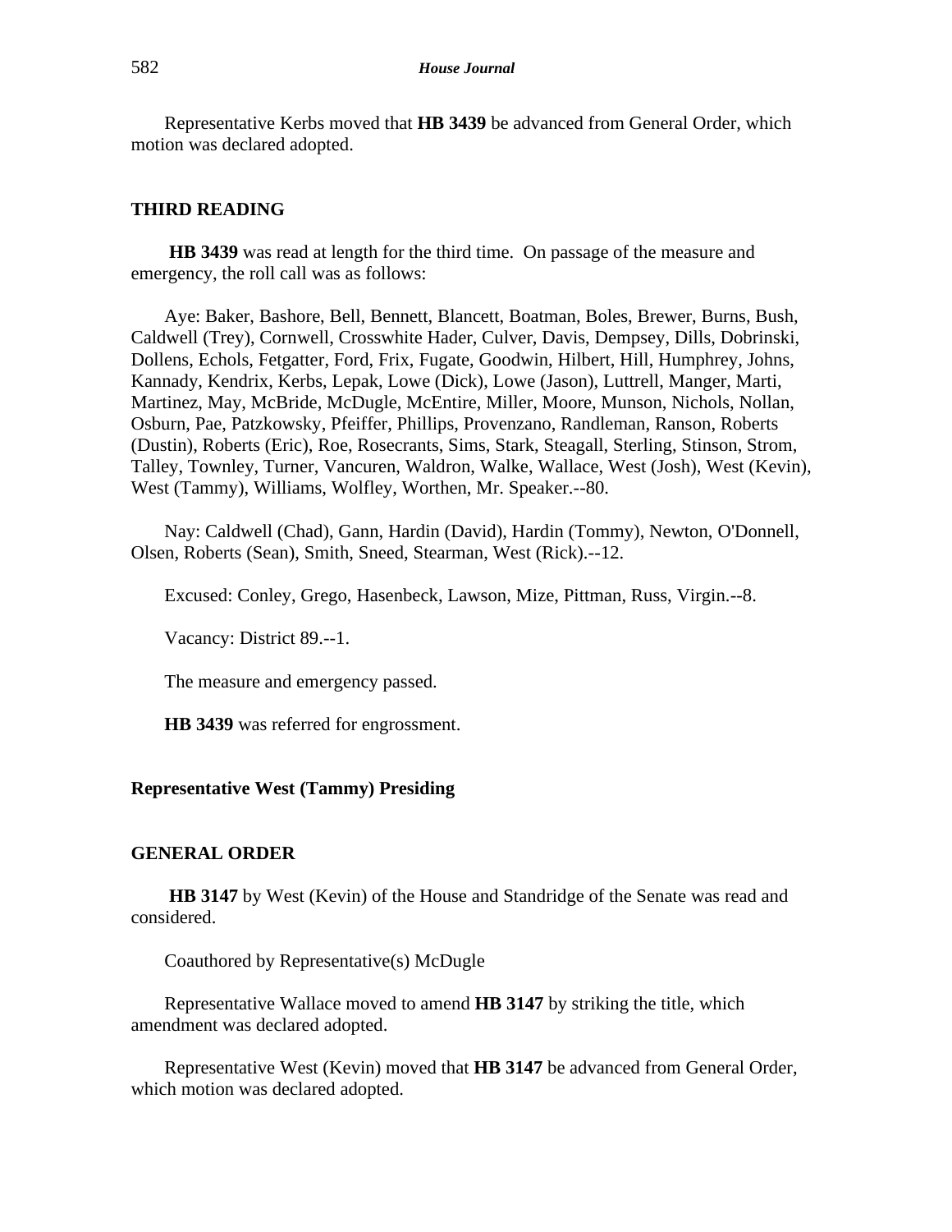Representative Kerbs moved that **HB 3439** be advanced from General Order, which motion was declared adopted.

## THIRD READING

**HB 3439** was read at length for the third time. On passage of the measure and emergency, the roll call was as follows:

Aye: Baker, Bashore, Bell, Bennett, Blancett, Boatman, Boles, Brewer, Burns, Bush, Caldwell (Trey), Cornwell, Crosswhite Hader, Culver, Davis, Dempsey, Dills, Dobrinski, Dollens, Echols, Fetgatter, Ford, Frix, Fugate, Goodwin, Hilbert, Hill, Humphrey, Johns, Kannady, Kendrix, Kerbs, Lepak, Lowe (Dick), Lowe (Jason), Luttrell, Manger, Marti, Martinez, May, McBride, McDugle, McEntire, Miller, Moore, Munson, Nichols, Nollan, Osburn, Pae, Patzkowsky, Pfeiffer, Phillips, Provenzano, Randleman, Ranson, Roberts (Dustin), Roberts (Eric), Roe, Rosecrants, Sims, Stark, Steagall, Sterling, Stinson, Strom, Talley, Townley, Turner, Vancuren, Waldron, Walke, Wallace, West (Josh), West (Kevin), West (Tammy), Williams, Wolfley, Worthen, Mr. Speaker.--80.

Nay: Caldwell (Chad), Gann, Hardin (David), Hardin (Tommy), Newton, O'Donnell, Olsen, Roberts (Sean), Smith, Sneed, Stearman, West (Rick).--12.

Excused: Conley, Grego, Hasenbeck, Lawson, Mize, Pittman, Russ, Virgin.--8.

Vacancy: District 89.--1.

The measure and emergency passed.

**HB 3439** was referred for engrossment.

## Representative West (Tammy) Presiding

## GENERAL ORDER

**HB 3147** by West (Kevin) of the House and Standridge of the Senate was read and considered.

Coauthored by Representative(s) McDugle

Representative Wallace moved to amend **HB 3147** by striking the title, which amendment was declared adopted.

Representative West (Kevin) moved that **HB 3147** be advanced from General Order, which motion was declared adopted.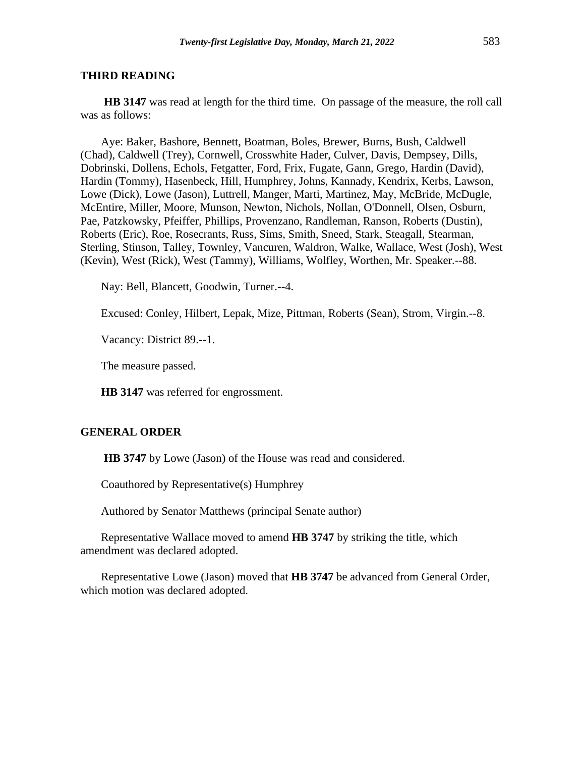## THIRD READING

**HB 3147** was read at length for the third time. On passage of the measure, the roll call was as follows:

Aye: Baker, Bashore, Bennett, Boatman, Boles, Brewer, Burns, Bush, Caldwell (Chad), Caldwell (Trey), Cornwell, Crosswhite Hader, Culver, Davis, Dempsey, Dills, Dobrinski, Dollens, Echols, Fetgatter, Ford, Frix, Fugate, Gann, Grego, Hardin (David), Hardin (Tommy), Hasenbeck, Hill, Humphrey, Johns, Kannady, Kendrix, Kerbs, Lawson, Lowe (Dick), Lowe (Jason), Luttrell, Manger, Marti, Martinez, May, McBride, McDugle, McEntire, Miller, Moore, Munson, Newton, Nichols, Nollan, O'Donnell, Olsen, Osburn, Pae, Patzkowsky, Pfeiffer, Phillips, Provenzano, Randleman, Ranson, Roberts (Dustin), Roberts (Eric), Roe, Rosecrants, Russ, Sims, Smith, Sneed, Stark, Steagall, Stearman, Sterling, Stinson, Talley, Townley, Vancuren, Waldron, Walke, Wallace, West (Josh), West (Kevin), West (Rick), West (Tammy), Williams, Wolfley, Worthen, Mr. Speaker.--88.

Nay: Bell, Blancett, Goodwin, Turner.--4.

Excused: Conley, Hilbert, Lepak, Mize, Pittman, Roberts (Sean), Strom, Virgin.--8.

Vacancy: District 89.--1.

The measure passed.

**HB 3147** was referred for engrossment.

## GENERAL ORDER

**HB 3747** by Lowe (Jason) of the House was read and considered.

Coauthored by Representative(s) Humphrey

Authored by Senator Matthews (principal Senate author)

Representative Wallace moved to amend **HB 3747** by striking the title, which amendment was declared adopted.

Representative Lowe (Jason) moved that **HB 3747** be advanced from General Order, which motion was declared adopted.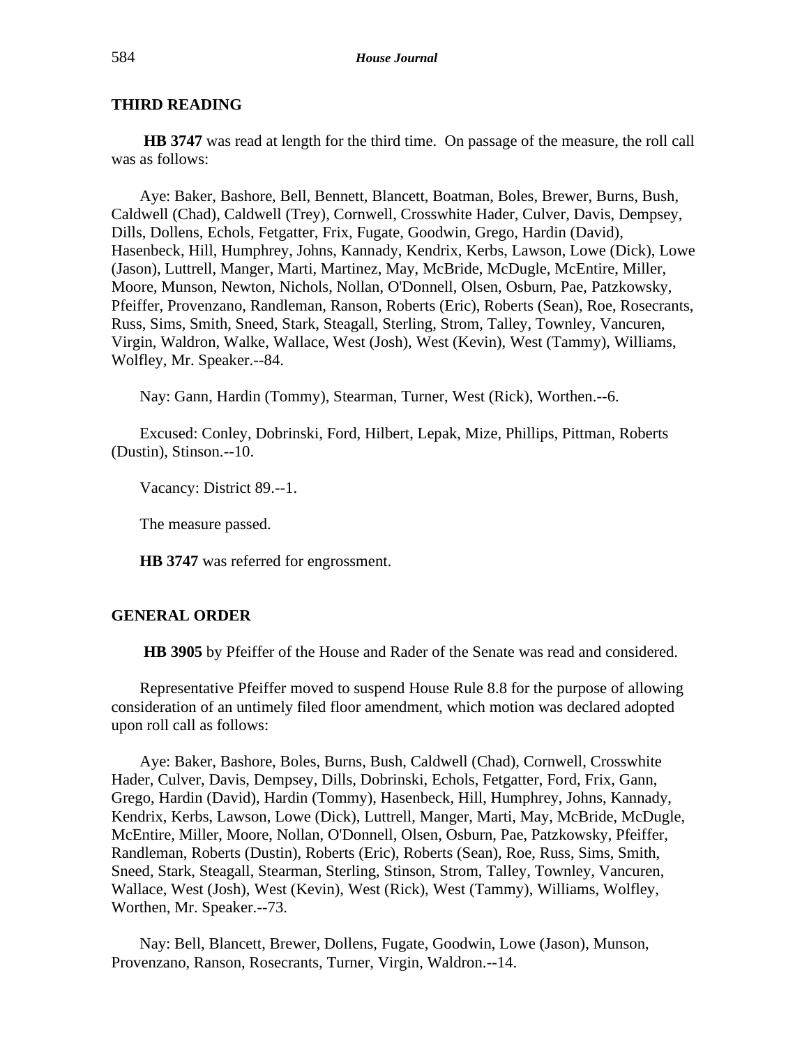## THIRD READING

**HB 3747** was read at length for the third time. On passage of the measure, the roll call was as follows:

Aye: Baker, Bashore, Bell, Bennett, Blancett, Boatman, Boles, Brewer, Burns, Bush, Caldwell (Chad), Caldwell (Trey), Cornwell, Crosswhite Hader, Culver, Davis, Dempsey, Dills, Dollens, Echols, Fetgatter, Frix, Fugate, Goodwin, Grego, Hardin (David), Hasenbeck, Hill, Humphrey, Johns, Kannady, Kendrix, Kerbs, Lawson, Lowe (Dick), Lowe (Jason), Luttrell, Manger, Marti, Martinez, May, McBride, McDugle, McEntire, Miller, Moore, Munson, Newton, Nichols, Nollan, O'Donnell, Olsen, Osburn, Pae, Patzkowsky, Pfeiffer, Provenzano, Randleman, Ranson, Roberts (Eric), Roberts (Sean), Roe, Rosecrants, Russ, Sims, Smith, Sneed, Stark, Steagall, Sterling, Strom, Talley, Townley, Vancuren, Virgin, Waldron, Walke, Wallace, West (Josh), West (Kevin), West (Tammy), Williams, Wolfley, Mr. Speaker.--84.

Nay: Gann, Hardin (Tommy), Stearman, Turner, West (Rick), Worthen.--6.

Excused: Conley, Dobrinski, Ford, Hilbert, Lepak, Mize, Phillips, Pittman, Roberts (Dustin), Stinson.--10.

Vacancy: District 89.--1.

The measure passed.

**HB 3747** was referred for engrossment.

## GENERAL ORDER

**HB 3905** by Pfeiffer of the House and Rader of the Senate was read and considered.

Representative Pfeiffer moved to suspend House Rule 8.8 for the purpose of allowing consideration of an untimely filed floor amendment, which motion was declared adopted upon roll call as follows:

Aye: Baker, Bashore, Boles, Burns, Bush, Caldwell (Chad), Cornwell, Crosswhite Hader, Culver, Davis, Dempsey, Dills, Dobrinski, Echols, Fetgatter, Ford, Frix, Gann, Grego, Hardin (David), Hardin (Tommy), Hasenbeck, Hill, Humphrey, Johns, Kannady, Kendrix, Kerbs, Lawson, Lowe (Dick), Luttrell, Manger, Marti, May, McBride, McDugle, McEntire, Miller, Moore, Nollan, O'Donnell, Olsen, Osburn, Pae, Patzkowsky, Pfeiffer, Randleman, Roberts (Dustin), Roberts (Eric), Roberts (Sean), Roe, Russ, Sims, Smith, Sneed, Stark, Steagall, Stearman, Sterling, Stinson, Strom, Talley, Townley, Vancuren, Wallace, West (Josh), West (Kevin), West (Rick), West (Tammy), Williams, Wolfley, Worthen, Mr. Speaker.--73.

Nay: Bell, Blancett, Brewer, Dollens, Fugate, Goodwin, Lowe (Jason), Munson, Provenzano, Ranson, Rosecrants, Turner, Virgin, Waldron.--14.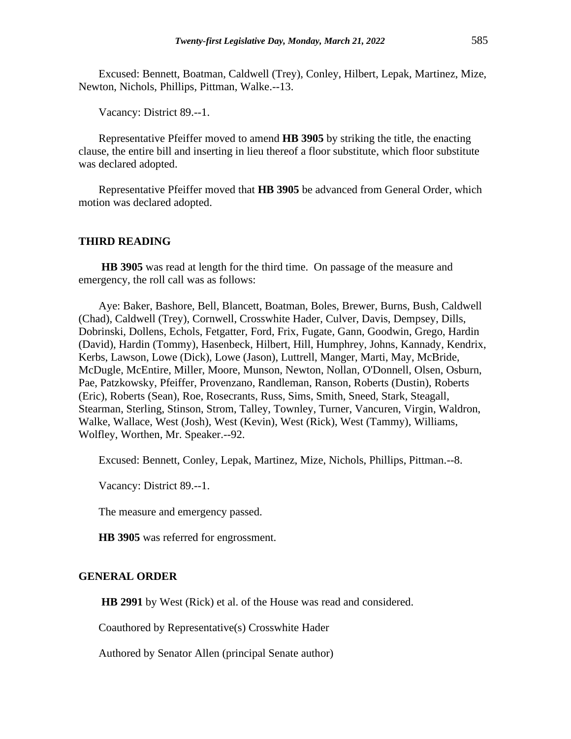Excused: Bennett, Boatman, Caldwell (Trey), Conley, Hilbert, Lepak, Martinez, Mize, Newton, Nichols, Phillips, Pittman, Walke.--13.

Vacancy: District 89.--1.

Representative Pfeiffer moved to amend **HB 3905** by striking the title, the enacting clause, the entire bill and inserting in lieu thereof a floor substitute, which floor substitute was declared adopted.

Representative Pfeiffer moved that **HB 3905** be advanced from General Order, which motion was declared adopted.

## THIRD READING

**HB 3905** was read at length for the third time. On passage of the measure and emergency, the roll call was as follows:

Aye: Baker, Bashore, Bell, Blancett, Boatman, Boles, Brewer, Burns, Bush, Caldwell (Chad), Caldwell (Trey), Cornwell, Crosswhite Hader, Culver, Davis, Dempsey, Dills, Dobrinski, Dollens, Echols, Fetgatter, Ford, Frix, Fugate, Gann, Goodwin, Grego, Hardin (David), Hardin (Tommy), Hasenbeck, Hilbert, Hill, Humphrey, Johns, Kannady, Kendrix, Kerbs, Lawson, Lowe (Dick), Lowe (Jason), Luttrell, Manger, Marti, May, McBride, McDugle, McEntire, Miller, Moore, Munson, Newton, Nollan, O'Donnell, Olsen, Osburn, Pae, Patzkowsky, Pfeiffer, Provenzano, Randleman, Ranson, Roberts (Dustin), Roberts (Eric), Roberts (Sean), Roe, Rosecrants, Russ, Sims, Smith, Sneed, Stark, Steagall, Stearman, Sterling, Stinson, Strom, Talley, Townley, Turner, Vancuren, Virgin, Waldron, Walke, Wallace, West (Josh), West (Kevin), West (Rick), West (Tammy), Williams, Wolfley, Worthen, Mr. Speaker.--92.

Excused: Bennett, Conley, Lepak, Martinez, Mize, Nichols, Phillips, Pittman.--8.

Vacancy: District 89.--1.

The measure and emergency passed.

**HB 3905** was referred for engrossment.

## GENERAL ORDER

**HB 2991** by West (Rick) et al. of the House was read and considered.

Coauthored by Representative(s) Crosswhite Hader

Authored by Senator Allen (principal Senate author)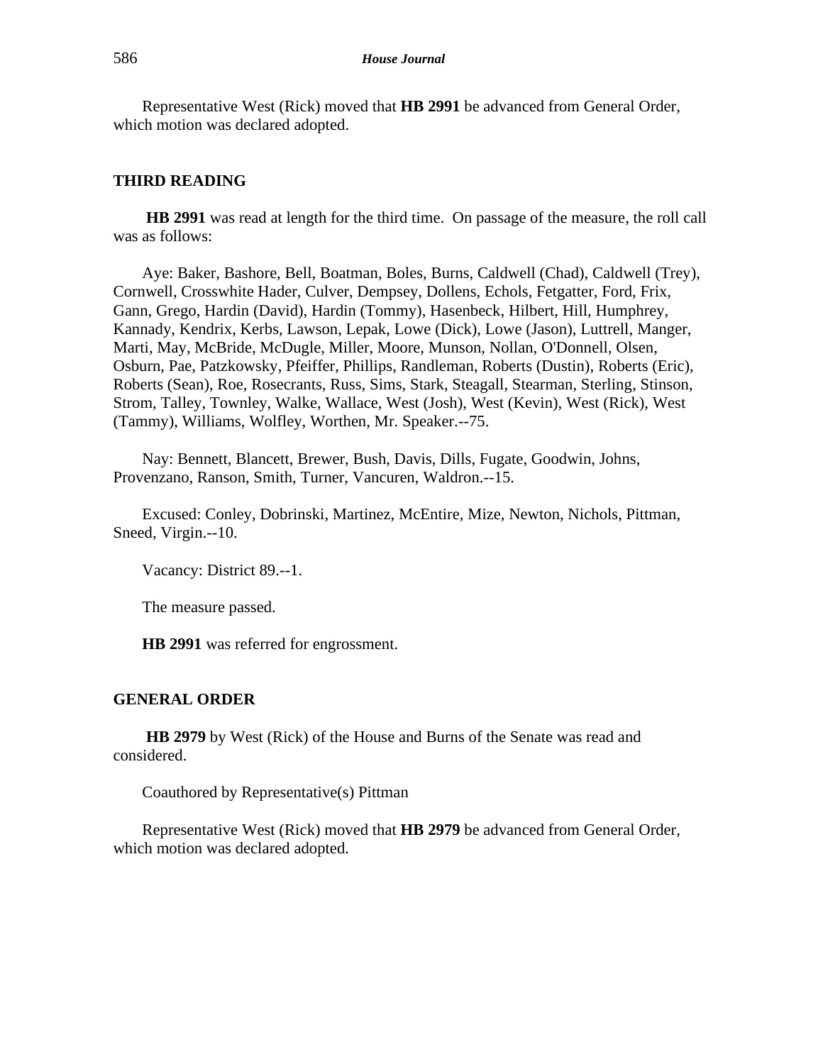Representative West (Rick) moved that **HB 2991** be advanced from General Order, which motion was declared adopted.

## THIRD READING

**HB 2991** was read at length for the third time. On passage of the measure, the roll call was as follows:

Aye: Baker, Bashore, Bell, Boatman, Boles, Burns, Caldwell (Chad), Caldwell (Trey), Cornwell, Crosswhite Hader, Culver, Dempsey, Dollens, Echols, Fetgatter, Ford, Frix, Gann, Grego, Hardin (David), Hardin (Tommy), Hasenbeck, Hilbert, Hill, Humphrey, Kannady, Kendrix, Kerbs, Lawson, Lepak, Lowe (Dick), Lowe (Jason), Luttrell, Manger, Marti, May, McBride, McDugle, Miller, Moore, Munson, Nollan, O'Donnell, Olsen, Osburn, Pae, Patzkowsky, Pfeiffer, Phillips, Randleman, Roberts (Dustin), Roberts (Eric), Roberts (Sean), Roe, Rosecrants, Russ, Sims, Stark, Steagall, Stearman, Sterling, Stinson, Strom, Talley, Townley, Walke, Wallace, West (Josh), West (Kevin), West (Rick), West (Tammy), Williams, Wolfley, Worthen, Mr. Speaker.--75.

Nay: Bennett, Blancett, Brewer, Bush, Davis, Dills, Fugate, Goodwin, Johns, Provenzano, Ranson, Smith, Turner, Vancuren, Waldron.--15.

Excused: Conley, Dobrinski, Martinez, McEntire, Mize, Newton, Nichols, Pittman, Sneed, Virgin.--10.

Vacancy: District 89.--1.

The measure passed.

**HB 2991** was referred for engrossment.

## GENERAL ORDER

**HB 2979** by West (Rick) of the House and Burns of the Senate was read and considered.

Coauthored by Representative(s) Pittman

Representative West (Rick) moved that **HB 2979** be advanced from General Order, which motion was declared adopted.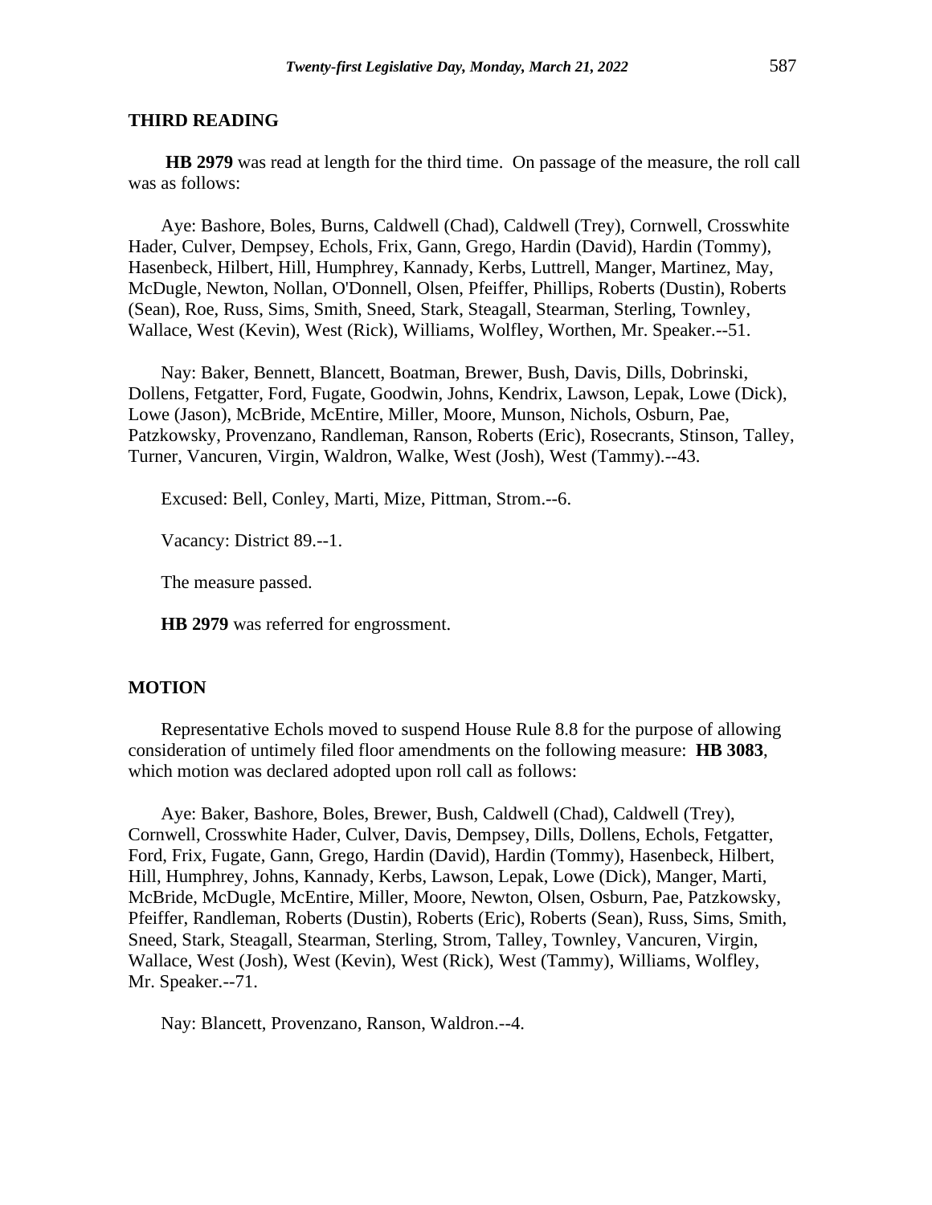## THIRD READING

**HB 2979** was read at length for the third time. On passage of the measure, the roll call was as follows:

Aye: Bashore, Boles, Burns, Caldwell (Chad), Caldwell (Trey), Cornwell, Crosswhite Hader, Culver, Dempsey, Echols, Frix, Gann, Grego, Hardin (David), Hardin (Tommy), Hasenbeck, Hilbert, Hill, Humphrey, Kannady, Kerbs, Luttrell, Manger, Martinez, May, McDugle, Newton, Nollan, O'Donnell, Olsen, Pfeiffer, Phillips, Roberts (Dustin), Roberts (Sean), Roe, Russ, Sims, Smith, Sneed, Stark, Steagall, Stearman, Sterling, Townley, Wallace, West (Kevin), West (Rick), Williams, Wolfley, Worthen, Mr. Speaker.--51.

Nay: Baker, Bennett, Blancett, Boatman, Brewer, Bush, Davis, Dills, Dobrinski, Dollens, Fetgatter, Ford, Fugate, Goodwin, Johns, Kendrix, Lawson, Lepak, Lowe (Dick), Lowe (Jason), McBride, McEntire, Miller, Moore, Munson, Nichols, Osburn, Pae, Patzkowsky, Provenzano, Randleman, Ranson, Roberts (Eric), Rosecrants, Stinson, Talley, Turner, Vancuren, Virgin, Waldron, Walke, West (Josh), West (Tammy).--43.

Excused: Bell, Conley, Marti, Mize, Pittman, Strom.--6.

Vacancy: District 89.--1.

The measure passed.

**HB 2979** was referred for engrossment.

## MOTION

Representative Echols moved to suspend House Rule 8.8 for the purpose of allowing consideration of untimely filed floor amendments on the following measure: **HB 3083**, which motion was declared adopted upon roll call as follows:

Aye: Baker, Bashore, Boles, Brewer, Bush, Caldwell (Chad), Caldwell (Trey), Cornwell, Crosswhite Hader, Culver, Davis, Dempsey, Dills, Dollens, Echols, Fetgatter, Ford, Frix, Fugate, Gann, Grego, Hardin (David), Hardin (Tommy), Hasenbeck, Hilbert, Hill, Humphrey, Johns, Kannady, Kerbs, Lawson, Lepak, Lowe (Dick), Manger, Marti, McBride, McDugle, McEntire, Miller, Moore, Newton, Olsen, Osburn, Pae, Patzkowsky, Pfeiffer, Randleman, Roberts (Dustin), Roberts (Eric), Roberts (Sean), Russ, Sims, Smith, Sneed, Stark, Steagall, Stearman, Sterling, Strom, Talley, Townley, Vancuren, Virgin, Wallace, West (Josh), West (Kevin), West (Rick), West (Tammy), Williams, Wolfley, Mr. Speaker.--71.

Nay: Blancett, Provenzano, Ranson, Waldron.--4.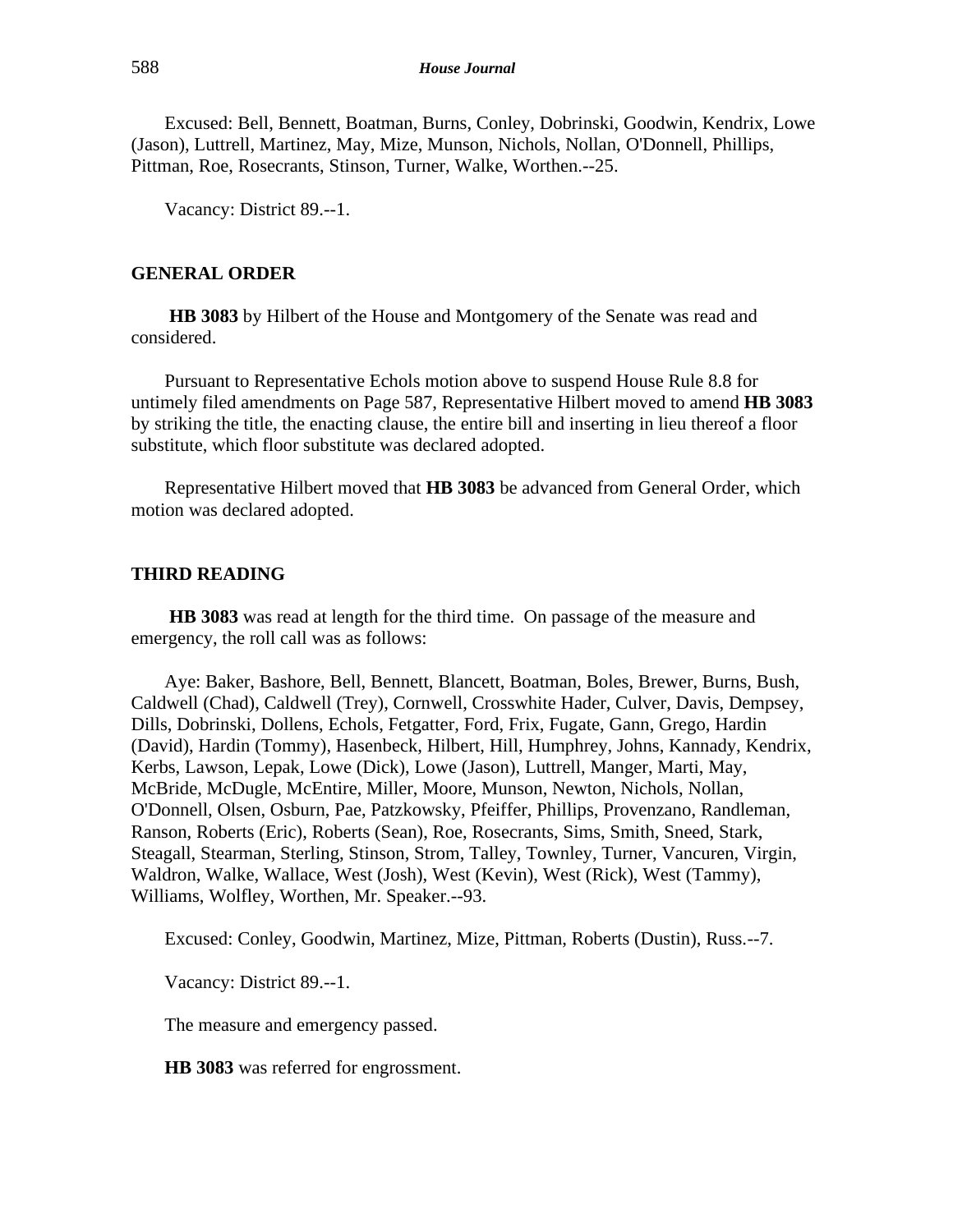Excused: Bell, Bennett, Boatman, Burns, Conley, Dobrinski, Goodwin, Kendrix, Lowe (Jason), Luttrell, Martinez, May, Mize, Munson, Nichols, Nollan, O'Donnell, Phillips, Pittman, Roe, Rosecrants, Stinson, Turner, Walke, Worthen.--25.

Vacancy: District 89.--1.

## GENERAL ORDER

**HB 3083** by Hilbert of the House and Montgomery of the Senate was read and considered.

Pursuant to Representative Echols motion above to suspend House Rule 8.8 for untimely filed amendments on Page 587, Representative Hilbert moved to amend **HB 3083** by striking the title, the enacting clause, the entire bill and inserting in lieu thereof a floor substitute, which floor substitute was declared adopted.

Representative Hilbert moved that **HB 3083** be advanced from General Order, which motion was declared adopted.

## THIRD READING

**HB 3083** was read at length for the third time. On passage of the measure and emergency, the roll call was as follows:

Aye: Baker, Bashore, Bell, Bennett, Blancett, Boatman, Boles, Brewer, Burns, Bush, Caldwell (Chad), Caldwell (Trey), Cornwell, Crosswhite Hader, Culver, Davis, Dempsey, Dills, Dobrinski, Dollens, Echols, Fetgatter, Ford, Frix, Fugate, Gann, Grego, Hardin (David), Hardin (Tommy), Hasenbeck, Hilbert, Hill, Humphrey, Johns, Kannady, Kendrix, Kerbs, Lawson, Lepak, Lowe (Dick), Lowe (Jason), Luttrell, Manger, Marti, May, McBride, McDugle, McEntire, Miller, Moore, Munson, Newton, Nichols, Nollan, O'Donnell, Olsen, Osburn, Pae, Patzkowsky, Pfeiffer, Phillips, Provenzano, Randleman, Ranson, Roberts (Eric), Roberts (Sean), Roe, Rosecrants, Sims, Smith, Sneed, Stark, Steagall, Stearman, Sterling, Stinson, Strom, Talley, Townley, Turner, Vancuren, Virgin, Waldron, Walke, Wallace, West (Josh), West (Kevin), West (Rick), West (Tammy), Williams, Wolfley, Worthen, Mr. Speaker.--93.

Excused: Conley, Goodwin, Martinez, Mize, Pittman, Roberts (Dustin), Russ.--7.

Vacancy: District 89.--1.

The measure and emergency passed.

**HB 3083** was referred for engrossment.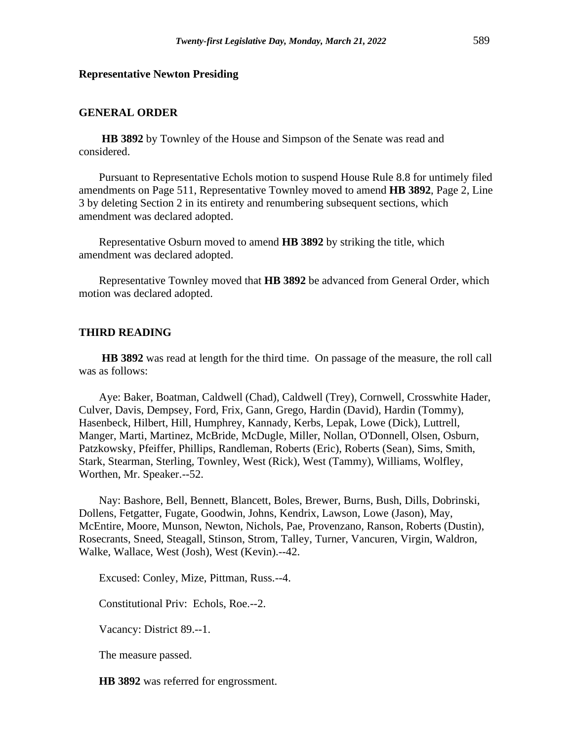**Representative Newton Presiding**

**GENERAL ORDER**

**HB 3892** by Townley of the House and Simpson of the Senate was read and considered.

Pursuant to Representative Echols motion to suspend House Rule 8.8 for untimely filed amendments on Page 511, Representative Townley moved to amend **HB 3892**, Page 2, Line 3 by deleting Section 2 in its entirety and renumbering subsequent sections, which amendment was declared adopted.

Representative Osburn moved to amend **HB 3892** by striking the title, which amendment was declared adopted.

Representative Townley moved that **HB 3892** be advanced from General Order, which motion was declared adopted.

**THIRD READING**

**HB 3892** was read at length for the third time. On passage of the measure, the roll call was as follows:

Aye: Baker, Boatman, Caldwell (Chad), Caldwell (Trey), Cornwell, Crosswhite Hader, Culver, Davis, Dempsey, Ford, Frix, Gann, Grego, Hardin (David), Hardin (Tommy), Hasenbeck, Hilbert, Hill, Humphrey, Kannady, Kerbs, Lepak, Lowe (Dick), Luttrell, Manger, Marti, Martinez, McBride, McDugle, Miller, Nollan, O'Donnell, Olsen, Osburn, Patzkowsky, Pfeiffer, Phillips, Randleman, Roberts (Eric), Roberts (Sean), Sims, Smith, Stark, Stearman, Sterling, Townley, West (Rick), West (Tammy), Williams, Wolfley, Worthen, Mr. Speaker.--52.

Nay: Bashore, Bell, Bennett, Blancett, Boles, Brewer, Burns, Bush, Dills, Dobrinski, Dollens, Fetgatter, Fugate, Goodwin, Johns, Kendrix, Lawson, Lowe (Jason), May, McEntire, Moore, Munson, Newton, Nichols, Pae, Provenzano, Ranson, Roberts (Dustin), Rosecrants, Sneed, Steagall, Stinson, Strom, Talley, Turner, Vancuren, Virgin, Waldron, Walke, Wallace, West (Josh), West (Kevin).--42.

Excused: Conley, Mize, Pittman, Russ.--4.

Constitutional Priv: Echols, Roe.--2.

Vacancy: District 89.--1.

The measure passed.

**HB 3892** was referred for engrossment.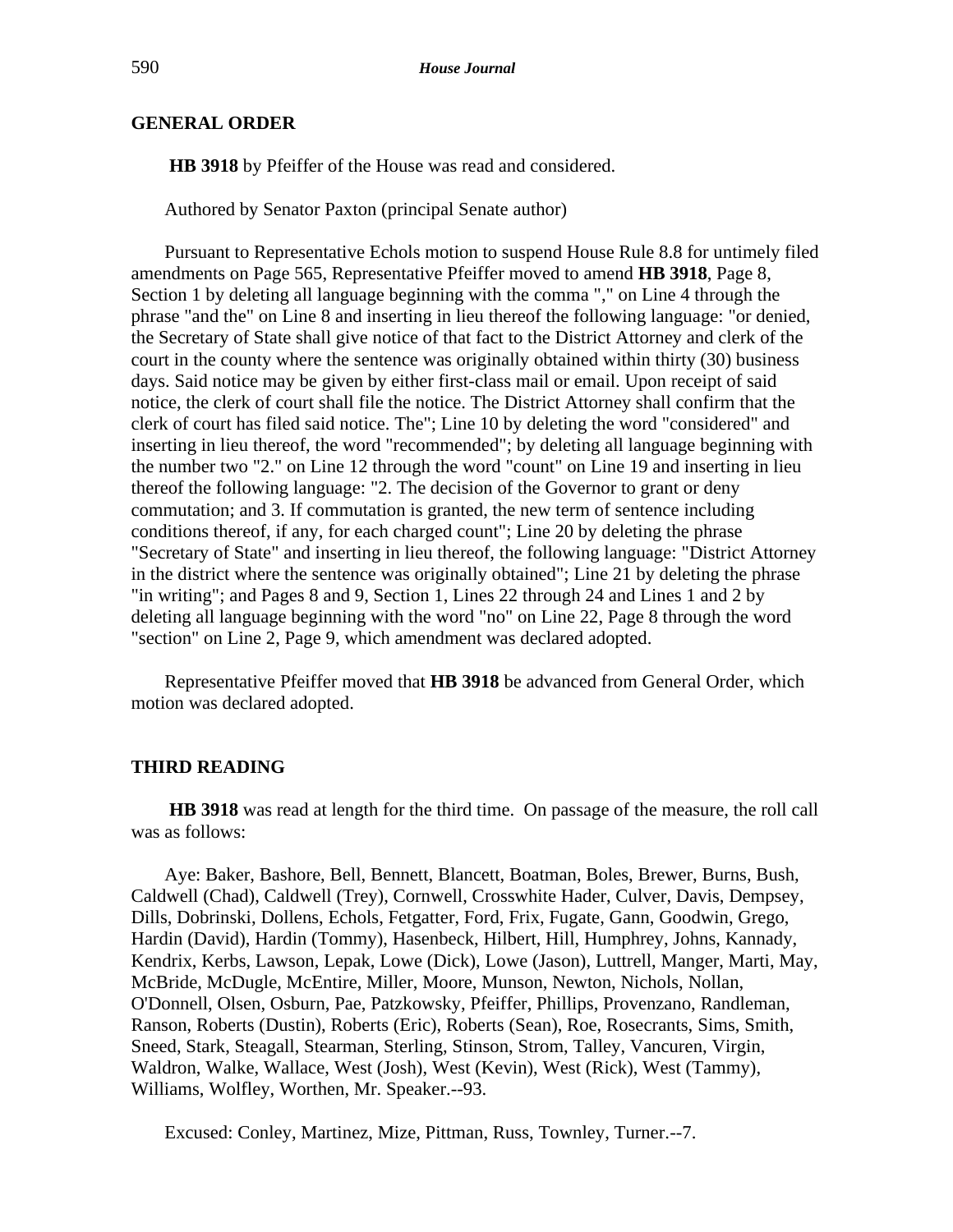## GENERAL ORDER

**HB 3918** by Pfeiffer of the House was read and considered.

Authored by Senator Paxton (principal Senate author)

Pursuant to Representative Echols motion to suspend House Rule 8.8 for untimely filed amendments on Page 565, Representative Pfeiffer moved to amend **HB 3918**, Page 8, Section 1 by deleting all language beginning with the comma "," on Line 4 through the phrase "and the" on Line 8 and inserting in lieu thereof the following language: "or denied, the Secretary of State shall give notice of that fact to the District Attorney and clerk of the court in the county where the sentence was originally obtained within thirty (30) business days. Said notice may be given by either first-class mail or email. Upon receipt of said notice, the clerk of court shall file the notice. The District Attorney shall confirm that the clerk of court has filed said notice. The"; Line 10 by deleting the word "considered" and inserting in lieu thereof, the word "recommended"; by deleting all language beginning with the number two "2." on Line 12 through the word "count" on Line 19 and inserting in lieu thereof the following language: "2. The decision of the Governor to grant or deny commutation; and 3. If commutation is granted, the new term of sentence including conditions thereof, if any, for each charged count"; Line 20 by deleting the phrase "Secretary of State" and inserting in lieu thereof, the following language: "District Attorney in the district where the sentence was originally obtained"; Line 21 by deleting the phrase "in writing"; and Pages 8 and 9, Section 1, Lines 22 through 24 and Lines 1 and 2 by deleting all language beginning with the word "no" on Line 22, Page 8 through the word "section" on Line 2, Page 9, which amendment was declared adopted.

Representative Pfeiffer moved that **HB 3918** be advanced from General Order, which motion was declared adopted.

## THIRD READING

**HB 3918** was read at length for the third time. On passage of the measure, the roll call was as follows:

Aye: Baker, Bashore, Bell, Bennett, Blancett, Boatman, Boles, Brewer, Burns, Bush, Caldwell (Chad), Caldwell (Trey), Cornwell, Crosswhite Hader, Culver, Davis, Dempsey, Dills, Dobrinski, Dollens, Echols, Fetgatter, Ford, Frix, Fugate, Gann, Goodwin, Grego, Hardin (David), Hardin (Tommy), Hasenbeck, Hilbert, Hill, Humphrey, Johns, Kannady, Kendrix, Kerbs, Lawson, Lepak, Lowe (Dick), Lowe (Jason), Luttrell, Manger, Marti, May, McBride, McDugle, McEntire, Miller, Moore, Munson, Newton, Nichols, Nollan, O'Donnell, Olsen, Osburn, Pae, Patzkowsky, Pfeiffer, Phillips, Provenzano, Randleman, Ranson, Roberts (Dustin), Roberts (Eric), Roberts (Sean), Roe, Rosecrants, Sims, Smith, Sneed, Stark, Steagall, Stearman, Sterling, Stinson, Strom, Talley, Vancuren, Virgin, Waldron, Walke, Wallace, West (Josh), West (Kevin), West (Rick), West (Tammy), Williams, Wolfley, Worthen, Mr. Speaker.--93.

Excused: Conley, Martinez, Mize, Pittman, Russ, Townley, Turner.--7.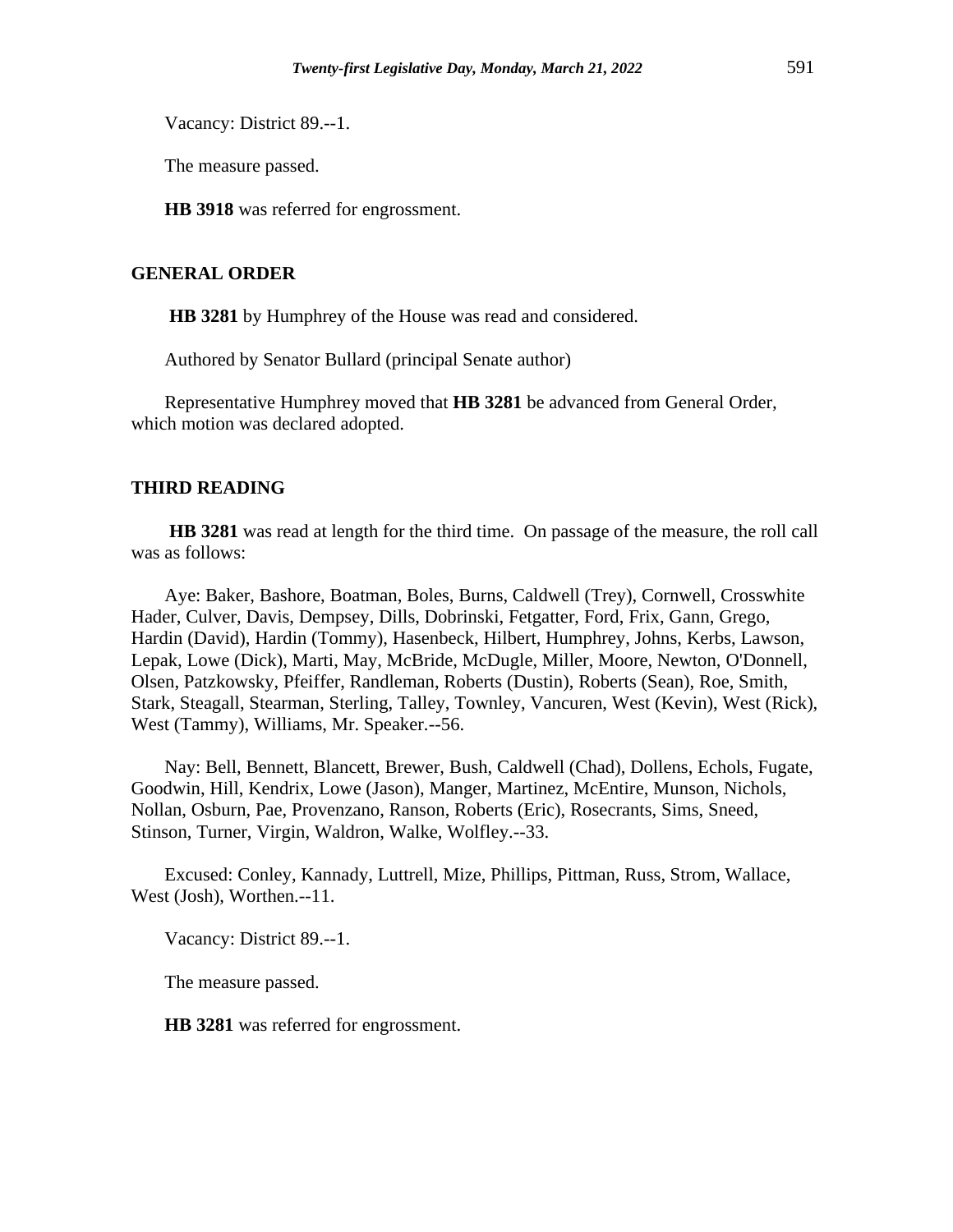Vacancy: District 89.--1.

The measure passed.

**HB 3918** was referred for engrossment.

## GENERAL ORDER

**HB 3281** by Humphrey of the House was read and considered.

Authored by Senator Bullard (principal Senate author)

Representative Humphrey moved that **HB 3281** be advanced from General Order, which motion was declared adopted.

## THIRD READING

**HB 3281** was read at length for the third time. On passage of the measure, the roll call was as follows:

Aye: Baker, Bashore, Boatman, Boles, Burns, Caldwell (Trey), Cornwell, Crosswhite Hader, Culver, Davis, Dempsey, Dills, Dobrinski, Fetgatter, Ford, Frix, Gann, Grego, Hardin (David), Hardin (Tommy), Hasenbeck, Hilbert, Humphrey, Johns, Kerbs, Lawson, Lepak, Lowe (Dick), Marti, May, McBride, McDugle, Miller, Moore, Newton, O'Donnell, Olsen, Patzkowsky, Pfeiffer, Randleman, Roberts (Dustin), Roberts (Sean), Roe, Smith, Stark, Steagall, Stearman, Sterling, Talley, Townley, Vancuren, West (Kevin), West (Rick), West (Tammy), Williams, Mr. Speaker.--56.

Nay: Bell, Bennett, Blancett, Brewer, Bush, Caldwell (Chad), Dollens, Echols, Fugate, Goodwin, Hill, Kendrix, Lowe (Jason), Manger, Martinez, McEntire, Munson, Nichols, Nollan, Osburn, Pae, Provenzano, Ranson, Roberts (Eric), Rosecrants, Sims, Sneed, Stinson, Turner, Virgin, Waldron, Walke, Wolfley.--33.

Excused: Conley, Kannady, Luttrell, Mize, Phillips, Pittman, Russ, Strom, Wallace, West (Josh), Worthen.--11.

Vacancy: District 89.--1.

The measure passed.

**HB 3281** was referred for engrossment.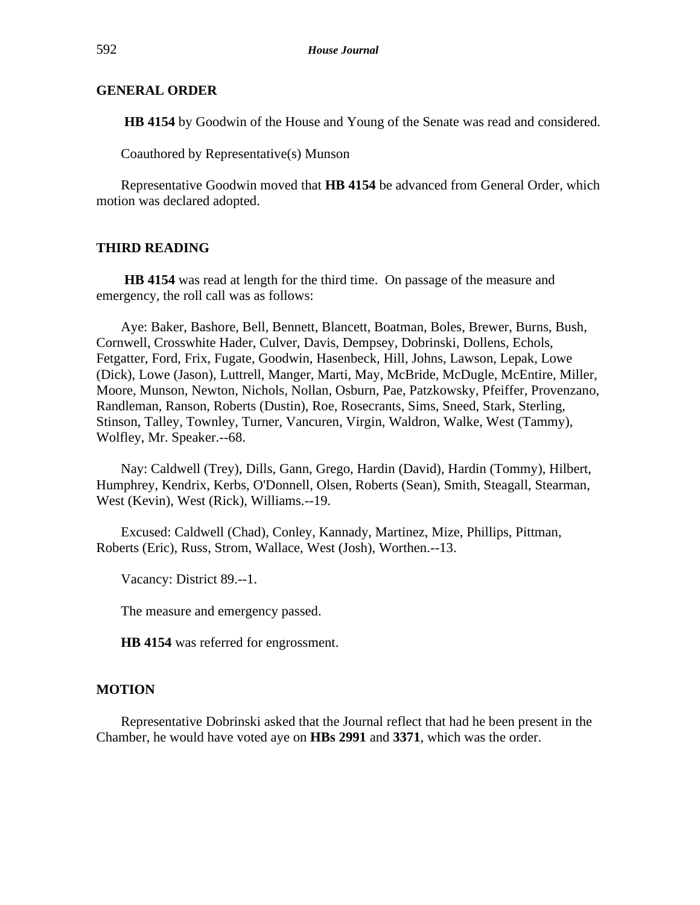## GENERAL ORDER

**HB 4154** by Goodwin of the House and Young of the Senate was read and considered.

Coauthored by Representative(s) Munson

Representative Goodwin moved that **HB 4154** be advanced from General Order, which motion was declared adopted.

## THIRD READING

**HB 4154** was read at length for the third time. On passage of the measure and emergency, the roll call was as follows:

Aye: Baker, Bashore, Bell, Bennett, Blancett, Boatman, Boles, Brewer, Burns, Bush, Cornwell, Crosswhite Hader, Culver, Davis, Dempsey, Dobrinski, Dollens, Echols, Fetgatter, Ford, Frix, Fugate, Goodwin, Hasenbeck, Hill, Johns, Lawson, Lepak, Lowe (Dick), Lowe (Jason), Luttrell, Manger, Marti, May, McBride, McDugle, McEntire, Miller, Moore, Munson, Newton, Nichols, Nollan, Osburn, Pae, Patzkowsky, Pfeiffer, Provenzano, Randleman, Ranson, Roberts (Dustin), Roe, Rosecrants, Sims, Sneed, Stark, Sterling, Stinson, Talley, Townley, Turner, Vancuren, Virgin, Waldron, Walke, West (Tammy), Wolfley, Mr. Speaker.--68.

Nay: Caldwell (Trey), Dills, Gann, Grego, Hardin (David), Hardin (Tommy), Hilbert, Humphrey, Kendrix, Kerbs, O'Donnell, Olsen, Roberts (Sean), Smith, Steagall, Stearman, West (Kevin), West (Rick), Williams.--19.

Excused: Caldwell (Chad), Conley, Kannady, Martinez, Mize, Phillips, Pittman, Roberts (Eric), Russ, Strom, Wallace, West (Josh), Worthen.--13.

Vacancy: District 89.--1.

The measure and emergency passed.

**HB 4154** was referred for engrossment.

## MOTION

Representative Dobrinski asked that the Journal reflect that had he been present in the Chamber, he would have voted aye on **HBs 2991** and **3371**, which was the order.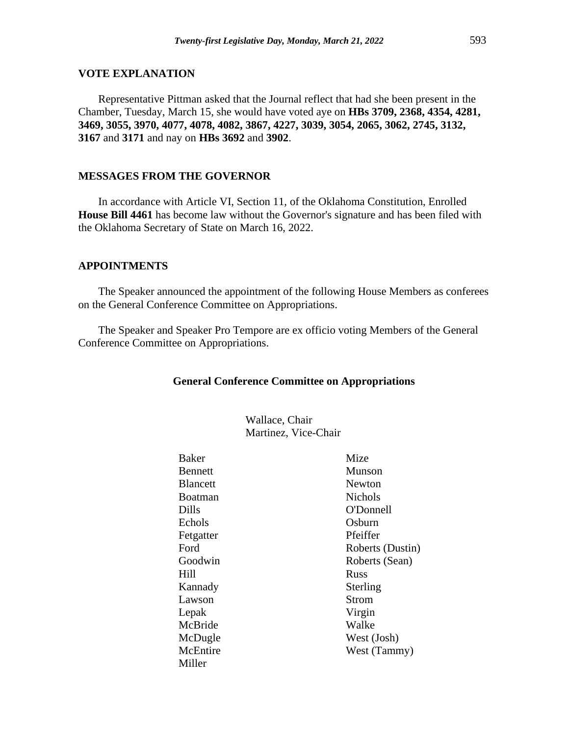## VOTE EXPLANATION

Representative Pittman asked that the Journal reflect that had she been present in the Chamber, Tuesday, March 15, she would have voted aye on **HBs 3709, 2368, 4354, 4281, 3469, 3055, 3970, 4077, 4078, 4082, 3867, 4227, 3039, 3054, 2065, 3062, 2745, 3132, 3167** and **3171** and nay on **HBs 3692** and **3902**.

## MESSAGES FROM THE GOVERNOR

In accordance with Article VI, Section 11, of the Oklahoma Constitution, Enrolled **House Bill 4461** has become law without the Governor's signature and has been filed with the Oklahoma Secretary of State on March 16, 2022.

## APPOINTMENTS

The Speaker announced the appointment of the following House Members as conferees on the General Conference Committee on Appropriations.

The Speaker and Speaker Pro Tempore are ex officio voting Members of the General Conference Committee on Appropriations.

**General Conference Committee on Appropriations**

Wallace, Chair
Martinez, Vice-Chair

Baker
Bennett
Blancett
Boatman
Dills
Echols
Fetgatter
Ford
Goodwin
Hill
Kannady
Lawson
Lepak
McBride
McDugle
McEntire
Miller
Mize
Munson
Newton
Nichols
O'Donnell
Osburn
Pfeiffer
Roberts (Dustin)
Roberts (Sean)
Russ
Sterling
Strom
Virgin
Walke
West (Josh)
West (Tammy)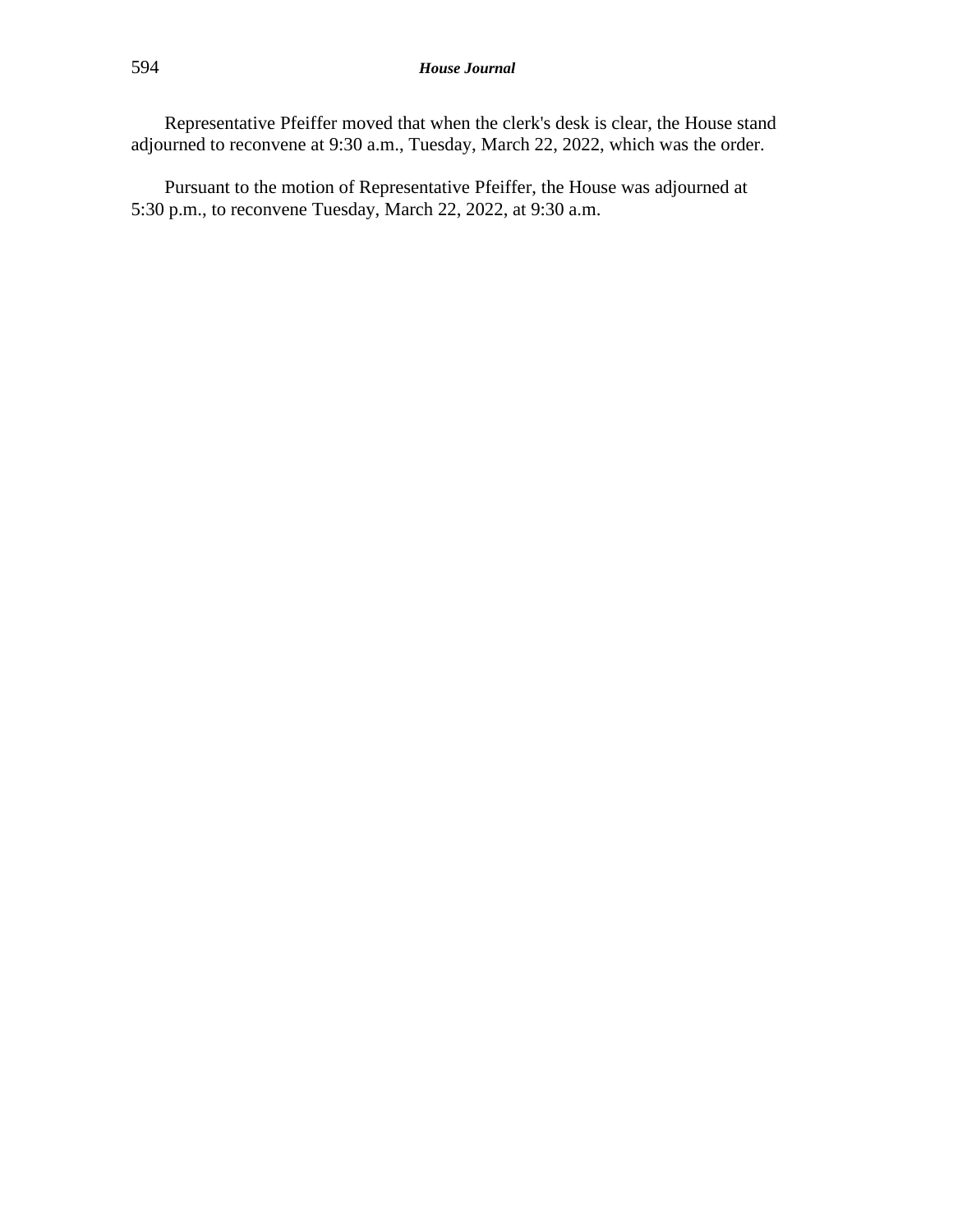Representative Pfeiffer moved that when the clerk's desk is clear, the House stand adjourned to reconvene at 9:30 a.m., Tuesday, March 22, 2022, which was the order.

Pursuant to the motion of Representative Pfeiffer, the House was adjourned at 5:30 p.m., to reconvene Tuesday, March 22, 2022, at 9:30 a.m.